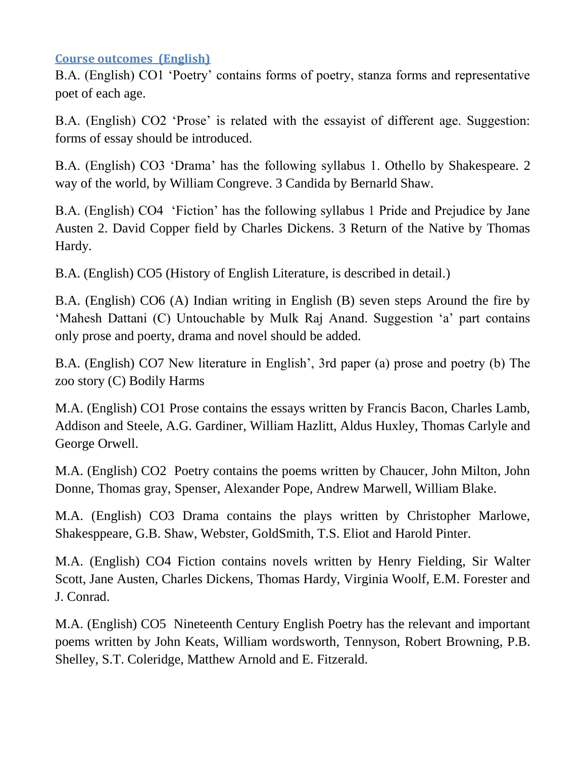## Course outcomes (English)

B.A. (English) CO1 'Poetry' contains forms of poetry, stanza forms and representative poet of each age.

B.A. (English) CO2 'Prose' is related with the essayist of different age. Suggestion: forms of essay should be introduced.

B.A. (English) CO3 'Drama' has the following syllabus 1. Othello by Shakespeare. 2 way of the world, by William Congreve. 3 Candida by Bernarld Shaw.

B.A. (English) CO4 'Fiction' has the following syllabus 1 Pride and Prejudice by Jane Austen 2. David Copper field by Charles Dickens. 3 Return of the Native by Thomas Hardy.

B.A. (English) CO5 (History of English Literature, is described in detail.)

B.A. (English) CO6 (A) Indian writing in English (B) seven steps Around the fire by 'Mahesh Dattani (C) Untouchable by Mulk Raj Anand. Suggestion 'a' part contains only prose and poerty, drama and novel should be added.

B.A. (English) CO7 New literature in English', 3rd paper (a) prose and poetry (b) The zoo story (C) Bodily Harms

M.A. (English) CO1 Prose contains the essays written by Francis Bacon, Charles Lamb, Addison and Steele, A.G. Gardiner, William Hazlitt, Aldus Huxley, Thomas Carlyle and George Orwell.

M.A. (English) CO2 Poetry contains the poems written by Chaucer, John Milton, John Donne, Thomas gray, Spenser, Alexander Pope, Andrew Marwell, William Blake.

M.A. (English) CO3 Drama contains the plays written by Christopher Marlowe, Shakesppeare, G.B. Shaw, Webster, GoldSmith, T.S. Eliot and Harold Pinter.

M.A. (English) CO4 Fiction contains novels written by Henry Fielding, Sir Walter Scott, Jane Austen, Charles Dickens, Thomas Hardy, Virginia Woolf, E.M. Forester and J. Conrad.

M.A. (English) CO5 Nineteenth Century English Poetry has the relevant and important poems written by John Keats, William wordsworth, Tennyson, Robert Browning, P.B. Shelley, S.T. Coleridge, Matthew Arnold and E. Fitzerald.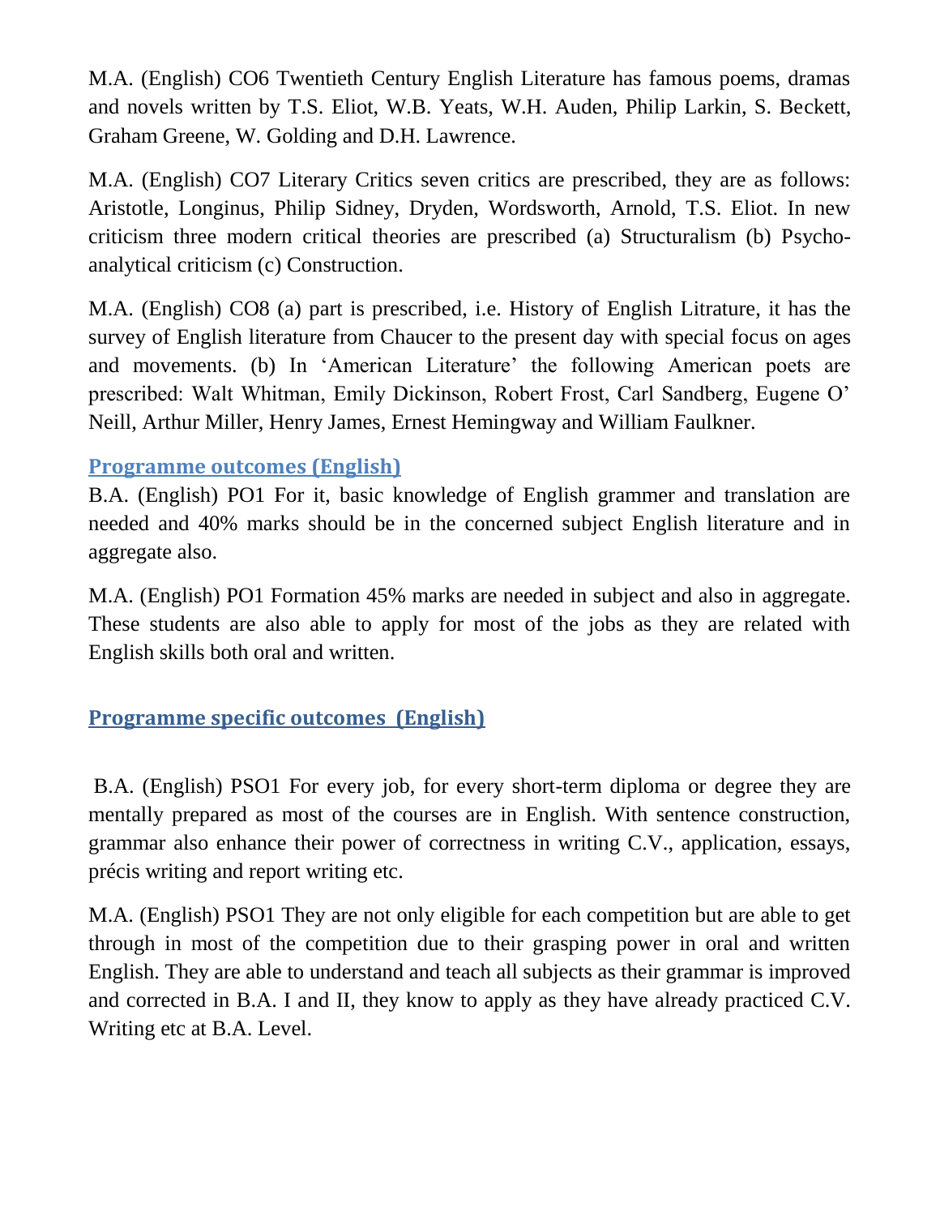M.A. (English) CO6 Twentieth Century English Literature has famous poems, dramas and novels written by T.S. Eliot, W.B. Yeats, W.H. Auden, Philip Larkin, S. Beckett, Graham Greene, W. Golding and D.H. Lawrence.

M.A. (English) CO7 Literary Critics seven critics are prescribed, they are as follows: Aristotle, Longinus, Philip Sidney, Dryden, Wordsworth, Arnold, T.S. Eliot. In new criticism three modern critical theories are prescribed (a) Structuralism (b) Psycho-analytical criticism (c) Construction.

M.A. (English) CO8 (a) part is prescribed, i.e. History of English Litrature, it has the survey of English literature from Chaucer to the present day with special focus on ages and movements. (b) In 'American Literature' the following American poets are prescribed: Walt Whitman, Emily Dickinson, Robert Frost, Carl Sandberg, Eugene O' Neill, Arthur Miller, Henry James, Ernest Hemingway and William Faulkner.

## Programme outcomes (English)

B.A. (English) PO1 For it, basic knowledge of English grammer and translation are needed and 40% marks should be in the concerned subject English literature and in aggregate also.

M.A. (English) PO1 Formation 45% marks are needed in subject and also in aggregate. These students are also able to apply for most of the jobs as they are related with English skills both oral and written.

## Programme specific outcomes (English)

B.A. (English) PSO1 For every job, for every short-term diploma or degree they are mentally prepared as most of the courses are in English. With sentence construction, grammar also enhance their power of correctness in writing C.V., application, essays, précis writing and report writing etc.

M.A. (English) PSO1 They are not only eligible for each competition but are able to get through in most of the competition due to their grasping power in oral and written English. They are able to understand and teach all subjects as their grammar is improved and corrected in B.A. I and II, they know to apply as they have already practiced C.V. Writing etc at B.A. Level.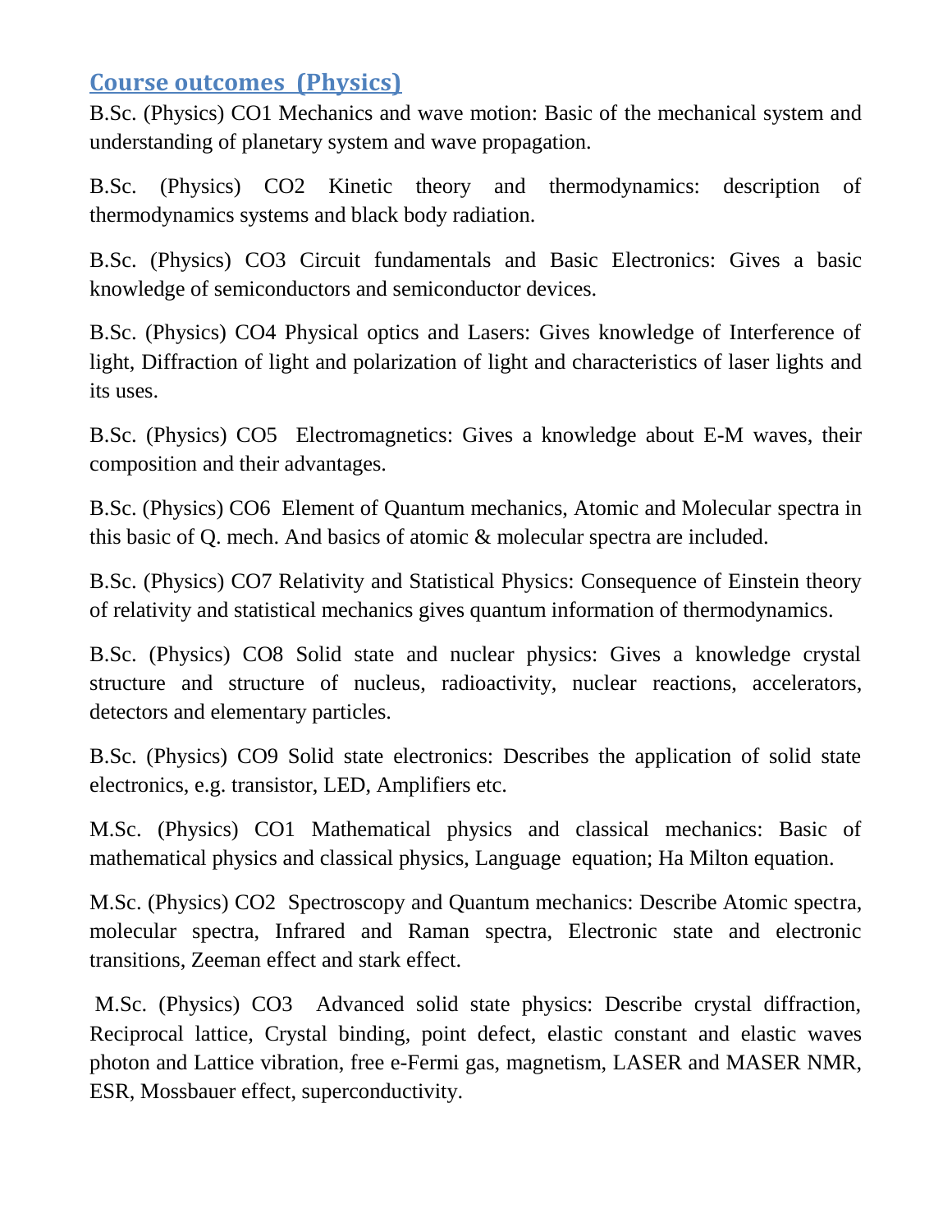## Course outcomes (Physics)

B.Sc. (Physics) CO1 Mechanics and wave motion: Basic of the mechanical system and understanding of planetary system and wave propagation.

B.Sc. (Physics) CO2 Kinetic theory and thermodynamics: description of thermodynamics systems and black body radiation.

B.Sc. (Physics) CO3 Circuit fundamentals and Basic Electronics: Gives a basic knowledge of semiconductors and semiconductor devices.

B.Sc. (Physics) CO4 Physical optics and Lasers: Gives knowledge of Interference of light, Diffraction of light and polarization of light and characteristics of laser lights and its uses.

B.Sc. (Physics) CO5 Electromagnetics: Gives a knowledge about E-M waves, their composition and their advantages.

B.Sc. (Physics) CO6 Element of Quantum mechanics, Atomic and Molecular spectra in this basic of Q. mech. And basics of atomic & molecular spectra are included.

B.Sc. (Physics) CO7 Relativity and Statistical Physics: Consequence of Einstein theory of relativity and statistical mechanics gives quantum information of thermodynamics.

B.Sc. (Physics) CO8 Solid state and nuclear physics: Gives a knowledge crystal structure and structure of nucleus, radioactivity, nuclear reactions, accelerators, detectors and elementary particles.

B.Sc. (Physics) CO9 Solid state electronics: Describes the application of solid state electronics, e.g. transistor, LED, Amplifiers etc.

M.Sc. (Physics) CO1 Mathematical physics and classical mechanics: Basic of mathematical physics and classical physics, Language equation; Ha Milton equation.

M.Sc. (Physics) CO2 Spectroscopy and Quantum mechanics: Describe Atomic spectra, molecular spectra, Infrared and Raman spectra, Electronic state and electronic transitions, Zeeman effect and stark effect.

M.Sc. (Physics) CO3 Advanced solid state physics: Describe crystal diffraction, Reciprocal lattice, Crystal binding, point defect, elastic constant and elastic waves photon and Lattice vibration, free e-Fermi gas, magnetism, LASER and MASER NMR, ESR, Mossbauer effect, superconductivity.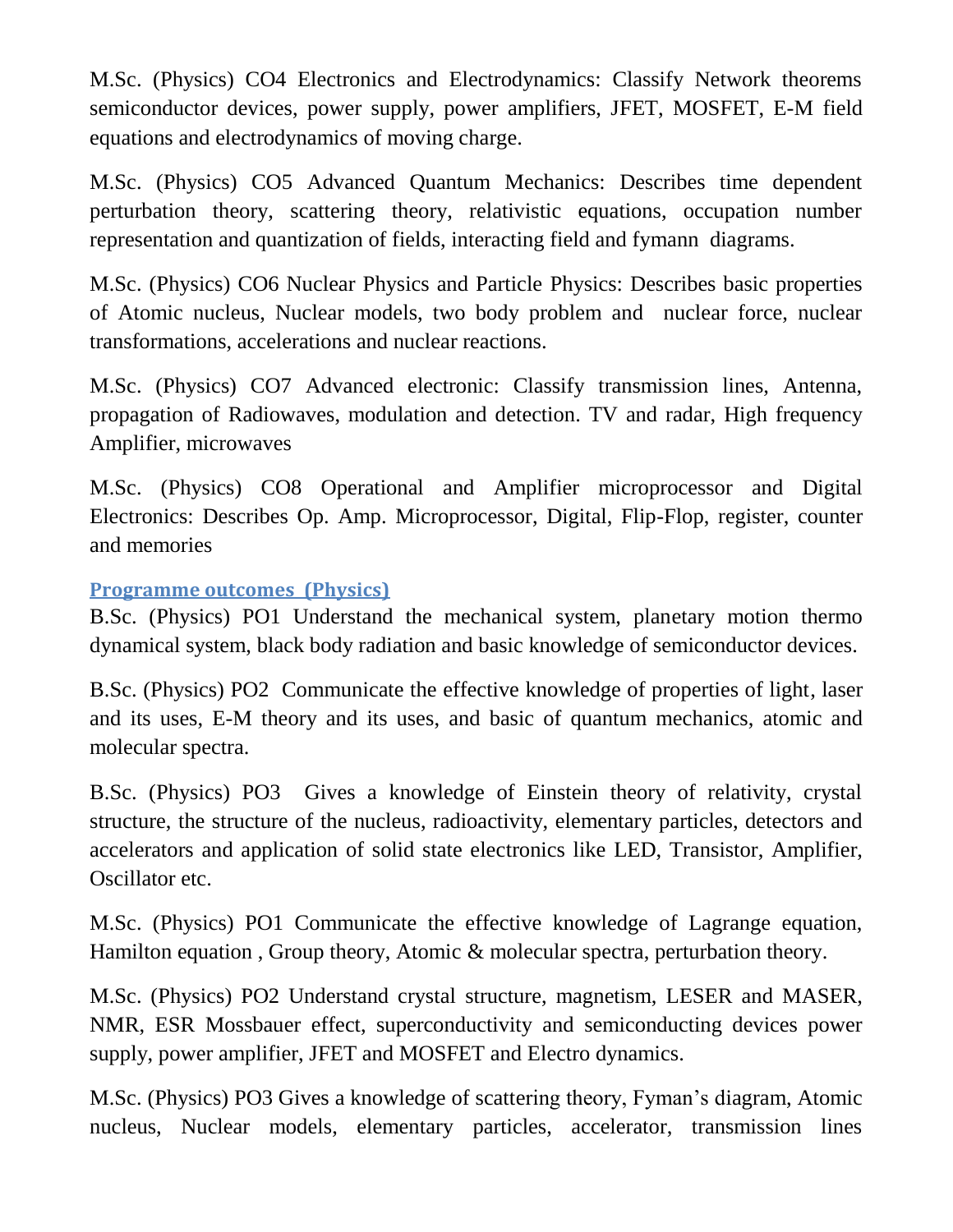M.Sc. (Physics) CO4 Electronics and Electrodynamics: Classify Network theorems semiconductor devices, power supply, power amplifiers, JFET, MOSFET, E-M field equations and electrodynamics of moving charge.

M.Sc. (Physics) CO5 Advanced Quantum Mechanics: Describes time dependent perturbation theory, scattering theory, relativistic equations, occupation number representation and quantization of fields, interacting field and fymann diagrams.

M.Sc. (Physics) CO6 Nuclear Physics and Particle Physics: Describes basic properties of Atomic nucleus, Nuclear models, two body problem and nuclear force, nuclear transformations, accelerations and nuclear reactions.

M.Sc. (Physics) CO7 Advanced electronic: Classify transmission lines, Antenna, propagation of Radiowaves, modulation and detection. TV and radar, High frequency Amplifier, microwaves

M.Sc. (Physics) CO8 Operational and Amplifier microprocessor and Digital Electronics: Describes Op. Amp. Microprocessor, Digital, Flip-Flop, register, counter and memories

## Programme outcomes (Physics)

B.Sc. (Physics) PO1 Understand the mechanical system, planetary motion thermo dynamical system, black body radiation and basic knowledge of semiconductor devices.

B.Sc. (Physics) PO2 Communicate the effective knowledge of properties of light, laser and its uses, E-M theory and its uses, and basic of quantum mechanics, atomic and molecular spectra.

B.Sc. (Physics) PO3 Gives a knowledge of Einstein theory of relativity, crystal structure, the structure of the nucleus, radioactivity, elementary particles, detectors and accelerators and application of solid state electronics like LED, Transistor, Amplifier, Oscillator etc.

M.Sc. (Physics) PO1 Communicate the effective knowledge of Lagrange equation, Hamilton equation , Group theory, Atomic & molecular spectra, perturbation theory.

M.Sc. (Physics) PO2 Understand crystal structure, magnetism, LESER and MASER, NMR, ESR Mossbauer effect, superconductivity and semiconducting devices power supply, power amplifier, JFET and MOSFET and Electro dynamics.

M.Sc. (Physics) PO3 Gives a knowledge of scattering theory, Fyman's diagram, Atomic nucleus, Nuclear models, elementary particles, accelerator, transmission lines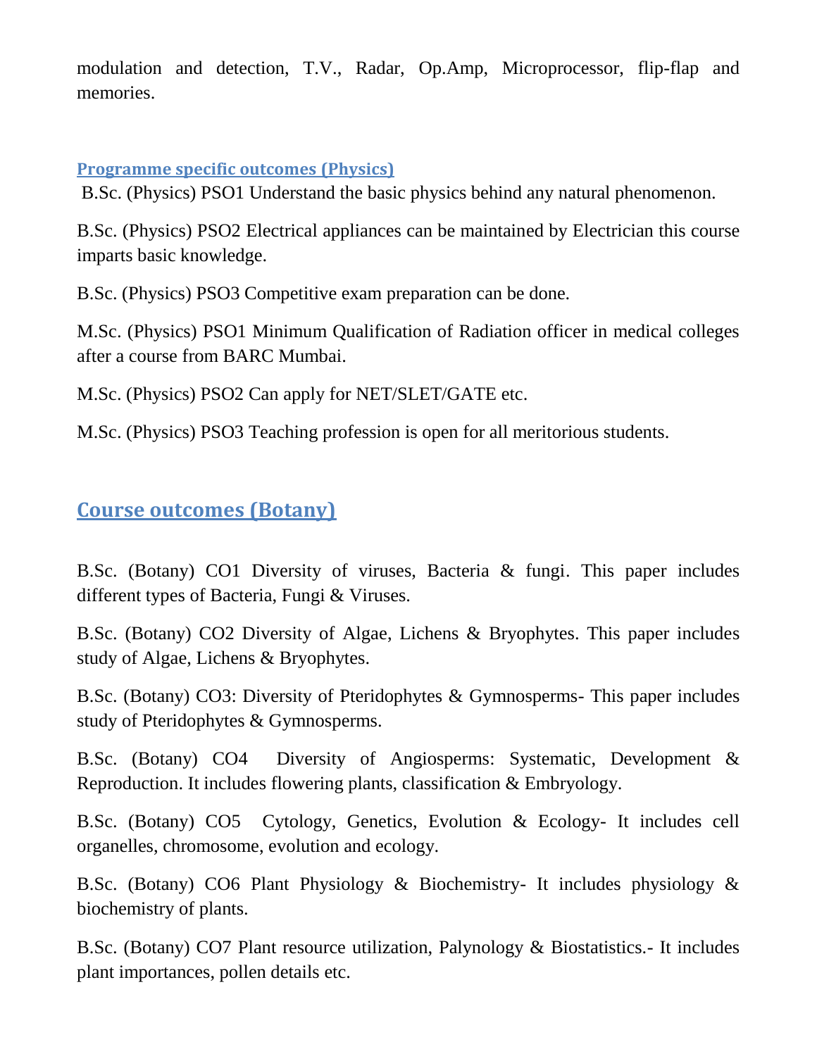modulation and detection, T.V., Radar, Op.Amp, Microprocessor, flip-flap and memories.

### Programme specific outcomes (Physics)

B.Sc. (Physics) PSO1 Understand the basic physics behind any natural phenomenon.

B.Sc. (Physics) PSO2 Electrical appliances can be maintained by Electrician this course imparts basic knowledge.

B.Sc. (Physics) PSO3 Competitive exam preparation can be done.

M.Sc. (Physics) PSO1 Minimum Qualification of Radiation officer in medical colleges after a course from BARC Mumbai.

M.Sc. (Physics) PSO2 Can apply for NET/SLET/GATE etc.

M.Sc. (Physics) PSO3 Teaching profession is open for all meritorious students.

## Course outcomes (Botany)

B.Sc. (Botany) CO1 Diversity of viruses, Bacteria & fungi. This paper includes different types of Bacteria, Fungi & Viruses.

B.Sc. (Botany) CO2 Diversity of Algae, Lichens & Bryophytes. This paper includes study of Algae, Lichens & Bryophytes.

B.Sc. (Botany) CO3: Diversity of Pteridophytes & Gymnosperms- This paper includes study of Pteridophytes & Gymnosperms.

B.Sc. (Botany) CO4 Diversity of Angiosperms: Systematic, Development & Reproduction. It includes flowering plants, classification & Embryology.

B.Sc. (Botany) CO5 Cytology, Genetics, Evolution & Ecology- It includes cell organelles, chromosome, evolution and ecology.

B.Sc. (Botany) CO6 Plant Physiology & Biochemistry- It includes physiology & biochemistry of plants.

B.Sc. (Botany) CO7 Plant resource utilization, Palynology & Biostatistics.- It includes plant importances, pollen details etc.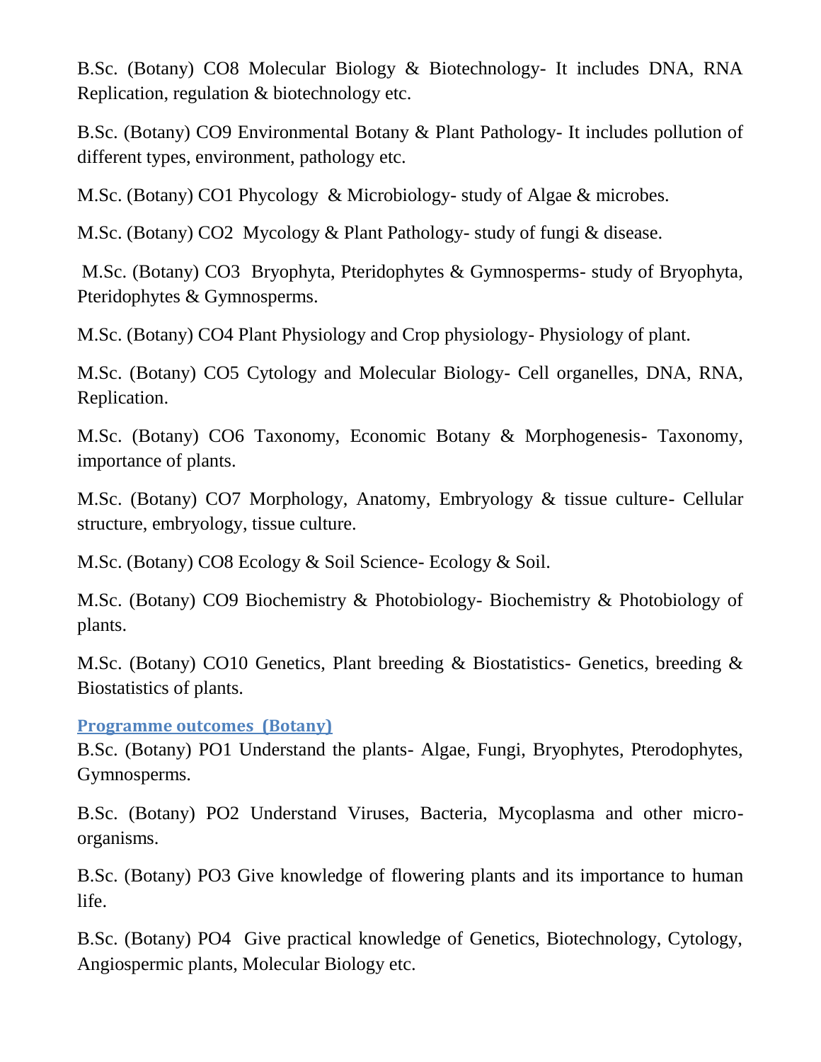B.Sc. (Botany) CO8 Molecular Biology & Biotechnology- It includes DNA, RNA Replication, regulation & biotechnology etc.

B.Sc. (Botany) CO9 Environmental Botany & Plant Pathology- It includes pollution of different types, environment, pathology etc.

M.Sc. (Botany) CO1 Phycology & Microbiology- study of Algae & microbes.

M.Sc. (Botany) CO2 Mycology & Plant Pathology- study of fungi & disease.

M.Sc. (Botany) CO3 Bryophyta, Pteridophytes & Gymnosperms- study of Bryophyta, Pteridophytes & Gymnosperms.

M.Sc. (Botany) CO4 Plant Physiology and Crop physiology- Physiology of plant.

M.Sc. (Botany) CO5 Cytology and Molecular Biology- Cell organelles, DNA, RNA, Replication.

M.Sc. (Botany) CO6 Taxonomy, Economic Botany & Morphogenesis- Taxonomy, importance of plants.

M.Sc. (Botany) CO7 Morphology, Anatomy, Embryology & tissue culture- Cellular structure, embryology, tissue culture.

M.Sc. (Botany) CO8 Ecology & Soil Science- Ecology & Soil.

M.Sc. (Botany) CO9 Biochemistry & Photobiology- Biochemistry & Photobiology of plants.

M.Sc. (Botany) CO10 Genetics, Plant breeding & Biostatistics- Genetics, breeding & Biostatistics of plants.

## Programme outcomes (Botany)

B.Sc. (Botany) PO1 Understand the plants- Algae, Fungi, Bryophytes, Pterodophytes, Gymnosperms.

B.Sc. (Botany) PO2 Understand Viruses, Bacteria, Mycoplasma and other micro-organisms.

B.Sc. (Botany) PO3 Give knowledge of flowering plants and its importance to human life.

B.Sc. (Botany) PO4 Give practical knowledge of Genetics, Biotechnology, Cytology, Angiospermic plants, Molecular Biology etc.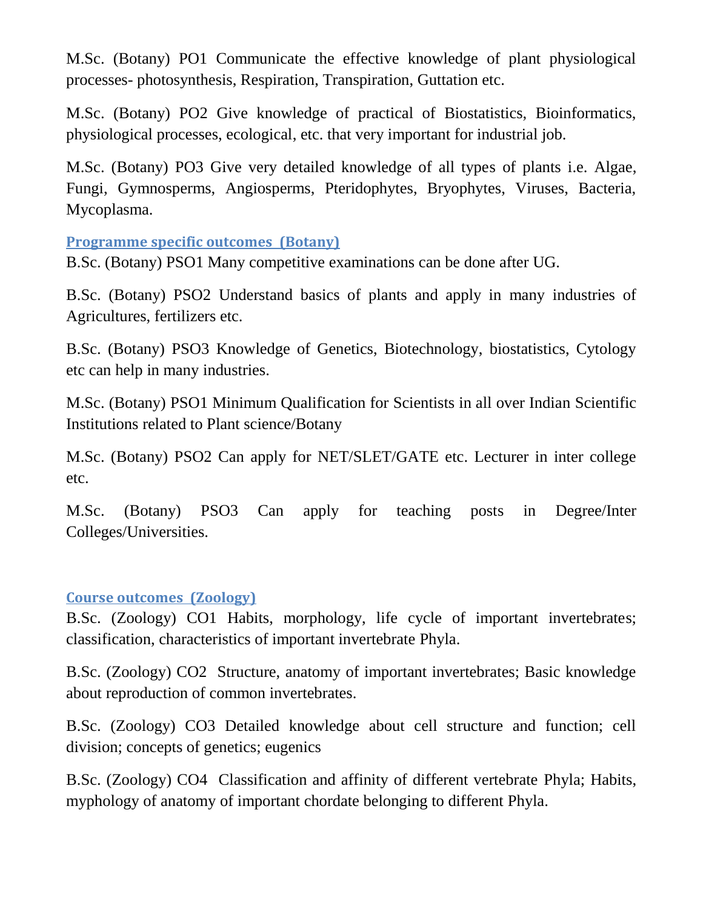M.Sc. (Botany) PO1 Communicate the effective knowledge of plant physiological processes- photosynthesis, Respiration, Transpiration, Guttation etc.

M.Sc. (Botany) PO2 Give knowledge of practical of Biostatistics, Bioinformatics, physiological processes, ecological, etc. that very important for industrial job.

M.Sc. (Botany) PO3 Give very detailed knowledge of all types of plants i.e. Algae, Fungi, Gymnosperms, Angiosperms, Pteridophytes, Bryophytes, Viruses, Bacteria, Mycoplasma.

## Programme specific outcomes (Botany)

B.Sc. (Botany) PSO1 Many competitive examinations can be done after UG.

B.Sc. (Botany) PSO2 Understand basics of plants and apply in many industries of Agricultures, fertilizers etc.

B.Sc. (Botany) PSO3 Knowledge of Genetics, Biotechnology, biostatistics, Cytology etc can help in many industries.

M.Sc. (Botany) PSO1 Minimum Qualification for Scientists in all over Indian Scientific Institutions related to Plant science/Botany

M.Sc. (Botany) PSO2 Can apply for NET/SLET/GATE etc. Lecturer in inter college etc.

M.Sc. (Botany) PSO3 Can apply for teaching posts in Degree/Inter Colleges/Universities.

## Course outcomes (Zoology)

B.Sc. (Zoology) CO1 Habits, morphology, life cycle of important invertebrates; classification, characteristics of important invertebrate Phyla.

B.Sc. (Zoology) CO2 Structure, anatomy of important invertebrates; Basic knowledge about reproduction of common invertebrates.

B.Sc. (Zoology) CO3 Detailed knowledge about cell structure and function; cell division; concepts of genetics; eugenics

B.Sc. (Zoology) CO4 Classification and affinity of different vertebrate Phyla; Habits, myphology of anatomy of important chordate belonging to different Phyla.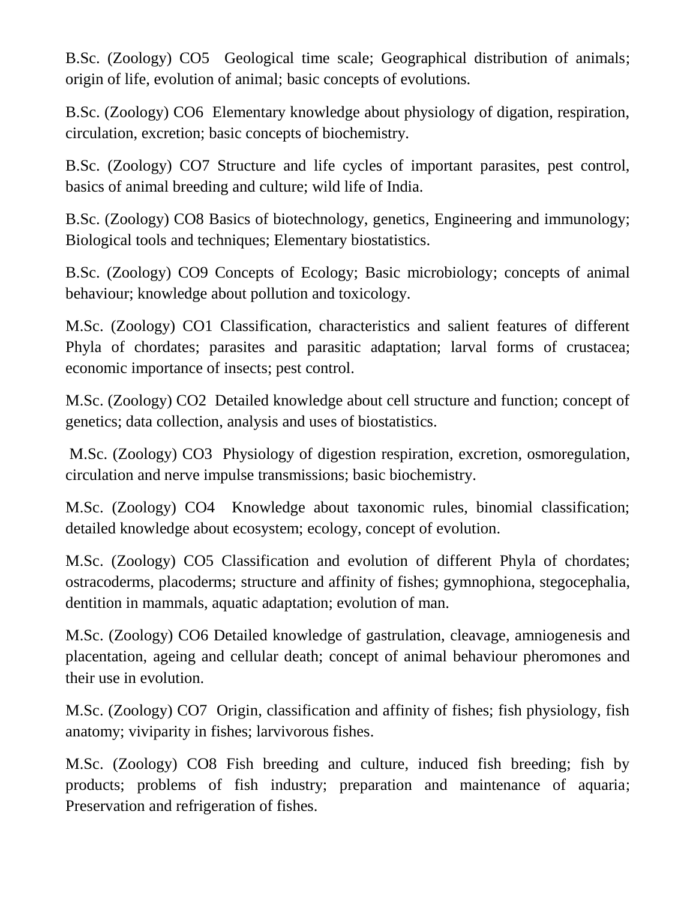B.Sc. (Zoology) CO5 Geological time scale; Geographical distribution of animals; origin of life, evolution of animal; basic concepts of evolutions.

B.Sc. (Zoology) CO6 Elementary knowledge about physiology of digation, respiration, circulation, excretion; basic concepts of biochemistry.

B.Sc. (Zoology) CO7 Structure and life cycles of important parasites, pest control, basics of animal breeding and culture; wild life of India.

B.Sc. (Zoology) CO8 Basics of biotechnology, genetics, Engineering and immunology; Biological tools and techniques; Elementary biostatistics.

B.Sc. (Zoology) CO9 Concepts of Ecology; Basic microbiology; concepts of animal behaviour; knowledge about pollution and toxicology.

M.Sc. (Zoology) CO1 Classification, characteristics and salient features of different Phyla of chordates; parasites and parasitic adaptation; larval forms of crustacea; economic importance of insects; pest control.

M.Sc. (Zoology) CO2 Detailed knowledge about cell structure and function; concept of genetics; data collection, analysis and uses of biostatistics.

M.Sc. (Zoology) CO3 Physiology of digestion respiration, excretion, osmoregulation, circulation and nerve impulse transmissions; basic biochemistry.

M.Sc. (Zoology) CO4 Knowledge about taxonomic rules, binomial classification; detailed knowledge about ecosystem; ecology, concept of evolution.

M.Sc. (Zoology) CO5 Classification and evolution of different Phyla of chordates; ostracoderms, placoderms; structure and affinity of fishes; gymnophiona, stegocephalia, dentition in mammals, aquatic adaptation; evolution of man.

M.Sc. (Zoology) CO6 Detailed knowledge of gastrulation, cleavage, amniogenesis and placentation, ageing and cellular death; concept of animal behaviour pheromones and their use in evolution.

M.Sc. (Zoology) CO7 Origin, classification and affinity of fishes; fish physiology, fish anatomy; viviparity in fishes; larvivorous fishes.

M.Sc. (Zoology) CO8 Fish breeding and culture, induced fish breeding; fish by products; problems of fish industry; preparation and maintenance of aquaria; Preservation and refrigeration of fishes.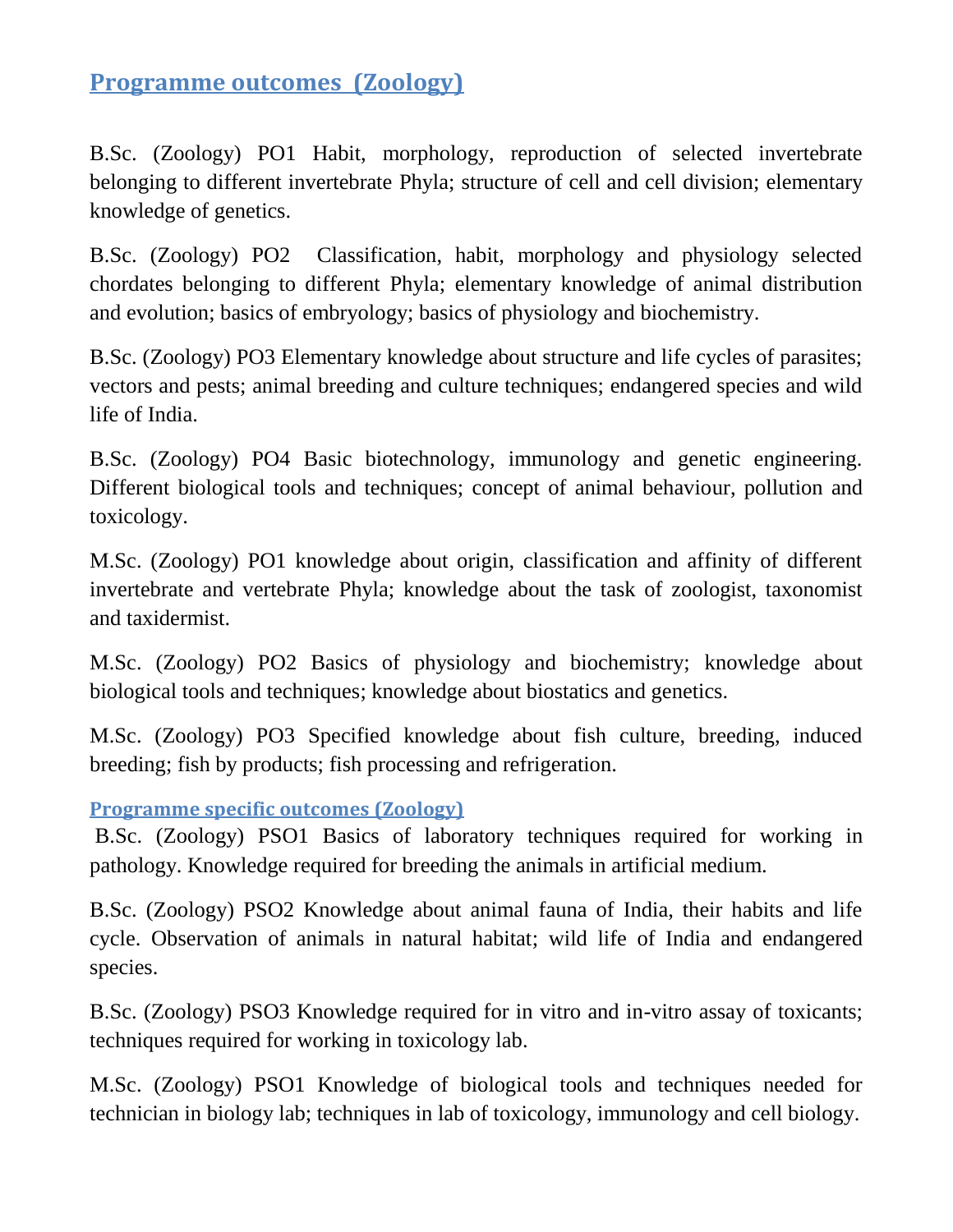## Programme outcomes (Zoology)

B.Sc. (Zoology) PO1 Habit, morphology, reproduction of selected invertebrate belonging to different invertebrate Phyla; structure of cell and cell division; elementary knowledge of genetics.

B.Sc. (Zoology) PO2 Classification, habit, morphology and physiology selected chordates belonging to different Phyla; elementary knowledge of animal distribution and evolution; basics of embryology; basics of physiology and biochemistry.

B.Sc. (Zoology) PO3 Elementary knowledge about structure and life cycles of parasites; vectors and pests; animal breeding and culture techniques; endangered species and wild life of India.

B.Sc. (Zoology) PO4 Basic biotechnology, immunology and genetic engineering. Different biological tools and techniques; concept of animal behaviour, pollution and toxicology.

M.Sc. (Zoology) PO1 knowledge about origin, classification and affinity of different invertebrate and vertebrate Phyla; knowledge about the task of zoologist, taxonomist and taxidermist.

M.Sc. (Zoology) PO2 Basics of physiology and biochemistry; knowledge about biological tools and techniques; knowledge about biostatics and genetics.

M.Sc. (Zoology) PO3 Specified knowledge about fish culture, breeding, induced breeding; fish by products; fish processing and refrigeration.

### Programme specific outcomes (Zoology)

B.Sc. (Zoology) PSO1 Basics of laboratory techniques required for working in pathology. Knowledge required for breeding the animals in artificial medium.

B.Sc. (Zoology) PSO2 Knowledge about animal fauna of India, their habits and life cycle. Observation of animals in natural habitat; wild life of India and endangered species.

B.Sc. (Zoology) PSO3 Knowledge required for in vitro and in-vitro assay of toxicants; techniques required for working in toxicology lab.

M.Sc. (Zoology) PSO1 Knowledge of biological tools and techniques needed for technician in biology lab; techniques in lab of toxicology, immunology and cell biology.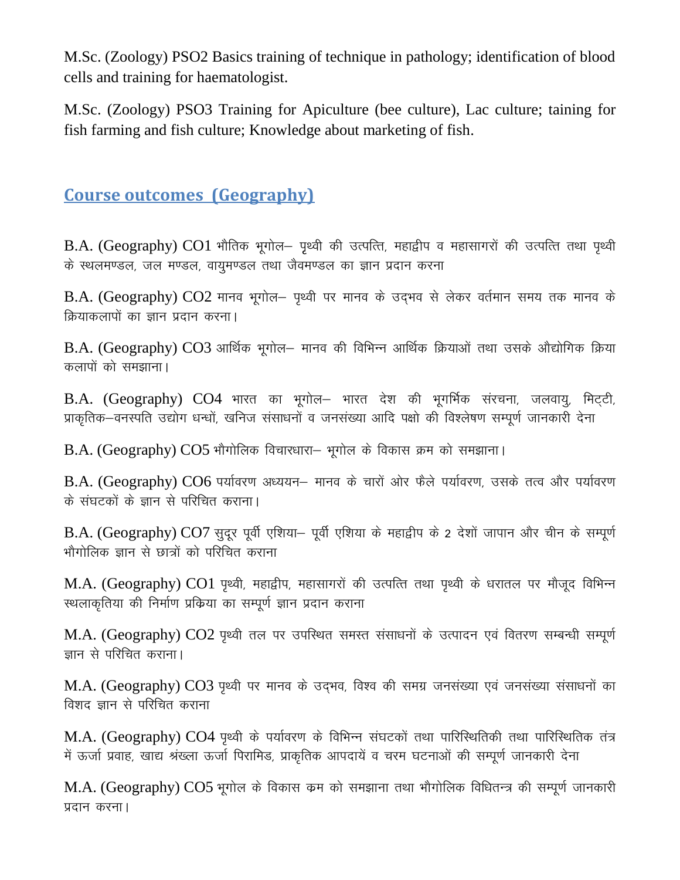M.Sc. (Zoology) PSO2 Basics training of technique in pathology; identification of blood cells and training for haematologist.

M.Sc. (Zoology) PSO3 Training for Apiculture (bee culture), Lac culture; taining for fish farming and fish culture; Knowledge about marketing of fish.

## Course outcomes (Geography)

B.A. (Geography) CO1 भौतिक भूगोल– पृथ्वी की उत्पत्ति, महाद्वीप व महासागरों की उत्पत्ति तथा पृथ्वी के स्थलमण्डल, जल मण्डल, वायुमण्डल तथा जैवमण्डल का ज्ञान प्रदान करना

B.A. (Geography) CO2 मानव भूगोल– पृथ्वी पर मानव के उद्भव से लेकर वर्तमान समय तक मानव के क्रियाकलापों का ज्ञान प्रदान करना।

B.A. (Geography) CO3 आर्थिक भूगोल– मानव की विभिन्न आर्थिक क्रियाओं तथा उसके औद्योगिक क्रिया कलापों को समझाना।

B.A. (Geography) CO4 भारत का भूगोल– भारत देश की भूगर्भिक संरचना, जलवायु, मिट्टी, प्राकृतिक–वनस्पति उद्योग धन्धों, खनिज संसाधनों व जनसंख्या आदि पक्षो की विश्लेषण सम्पूर्ण जानकारी देना

B.A. (Geography) CO5 भौगोलिक विचारधारा– भूगोल के विकास क्रम को समझाना।

B.A. (Geography) CO6 पर्यावरण अध्ययन– मानव के चारों ओर फैले पर्यावरण, उसके तत्व और पर्यावरण के संघटकों के ज्ञान से परिचित कराना।

B.A. (Geography) CO7 सुदूर पूर्वी एशिया– पूर्वी एशिया के महाद्वीप के 2 देशों जापान और चीन के सम्पूर्ण भौगोलिक ज्ञान से छात्रों को परिचित कराना

M.A. (Geography) CO1 पृथ्वी, महाद्वीप, महासागरों की उत्पत्ति तथा पृथ्वी के धरातल पर मौजूद विभिन्न स्थलाकृतिया की निर्माण प्रक्रिया का सम्पूर्ण ज्ञान प्रदान कराना

M.A. (Geography) CO2 पृथ्वी तल पर उपस्थित समस्त संसाधनों के उत्पादन एवं वितरण सम्बन्धी सम्पूर्ण ज्ञान से परिचित कराना।

M.A. (Geography) CO3 पृथ्वी पर मानव के उद्भव, विश्व की समग्र जनसंख्या एवं जनसंख्या संसाधनों का विशद ज्ञान से परिचित कराना

M.A. (Geography) CO4 पृथ्वी के पर्यावरण के विभिन्न संघटकों तथा पारिस्थितिकी तथा पारिस्थितिक तंत्र में ऊर्जा प्रवाह, खाद्य श्रंख्ला ऊर्जा पिरामिड, प्राकृतिक आपदायें व चरम घटनाओं की सम्पूर्ण जानकारी देना

M.A. (Geography) CO5 भूगोल के विकास कम को समझाना तथा भौगोलिक विधितन्त्र की सम्पूर्ण जानकारी प्रदान करना।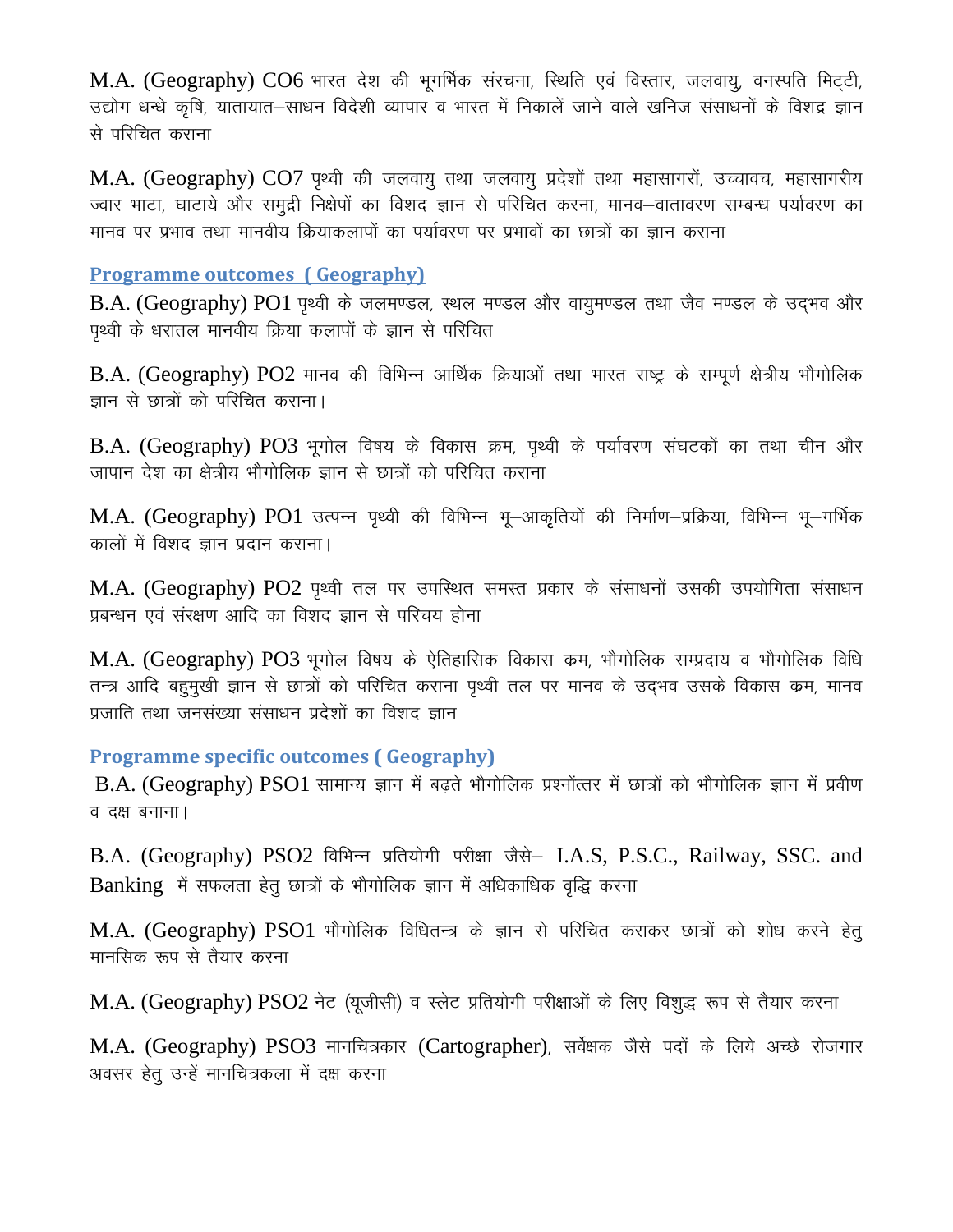M.A. (Geography) CO6 भारत देश की भूगर्भिक संरचना, स्थिति एवं विस्तार, जलवायु, वनस्पति मिट्टी, उद्योग धन्धे कृषि, यातायात–साधन विदेशी व्यापार व भारत में निकालें जाने वाले खनिज संसाधनों के विशद्र ज्ञान से परिचित कराना

M.A. (Geography) CO7 पृथ्वी की जलवायु तथा जलवायु प्रदेशों तथा महासागरों, उच्चावच, महासागरीय ज्वार भाटा, घाटाये और समुद्री निक्षेपों का विशद ज्ञान से परिचित करना, मानव–वातावरण सम्बन्ध पर्यावरण का मानव पर प्रभाव तथा मानवीय क्रियाकलापों का पर्यावरण पर प्रभावों का छात्रों का ज्ञान कराना

## Programme outcomes ( Geography)

B.A. (Geography) PO1 पृथ्वी के जलमण्डल, स्थल मण्डल और वायुमण्डल तथा जैव मण्डल के उद्भव और पृथ्वी के धरातल मानवीय क्रिया कलापों के ज्ञान से परिचित

B.A. (Geography) PO2 मानव की विभिन्न आर्थिक क्रियाओं तथा भारत राष्ट्र के सम्पूर्ण क्षेत्रीय भौगोलिक ज्ञान से छात्रों को परिचित कराना।

B.A. (Geography) PO3 भूगोल विषय के विकास क्रम, पृथ्वी के पर्यावरण संघटकों का तथा चीन और जापान देश का क्षेत्रीय भौगोलिक ज्ञान से छात्रों को परिचित कराना

M.A. (Geography) PO1 उत्पन्न पृथ्वी की विभिन्न भू–आकृतियों की निर्माण–प्रक्रिया, विभिन्न भू–गर्भिक कालों में विशद ज्ञान प्रदान कराना।

M.A. (Geography) PO2 पृथ्वी तल पर उपस्थित समस्त प्रकार के संसाधनों उसकी उपयोगिता संसाधन प्रबन्धन एवं संरक्षण आदि का विशद ज्ञान से परिचय होना

M.A. (Geography) PO3 भूगोल विषय के ऐतिहासिक विकास क्रम, भौगोलिक सम्प्रदाय व भौगोलिक विधि तन्त्र आदि बहुमुखी ज्ञान से छात्रों को परिचित कराना पृथ्वी तल पर मानव के उद्भव उसके विकास क्रम, मानव प्रजाति तथा जनसंख्या संसाधन प्रदेशों का विशद ज्ञान

## Programme specific outcomes ( Geography)

B.A. (Geography) PSO1 सामान्य ज्ञान में बढ़ते भौगोलिक प्रश्नोंत्तर में छात्रों को भौगोलिक ज्ञान में प्रवीण व दक्ष बनाना।

B.A. (Geography) PSO2 विभिन्न प्रतियोगी परीक्षा जैसे– I.A.S, P.S.C., Railway, SSC. and Banking में सफलता हेतु छात्रों के भौगोलिक ज्ञान में अधिकाधिक वृद्धि करना

M.A. (Geography) PSO1 भौगोलिक विधितन्त्र के ज्ञान से परिचित कराकर छात्रों को शोध करने हेतु मानसिक रूप से तैयार करना

M.A. (Geography) PSO2 नेट (यूजीसी) व स्लेट प्रतियोगी परीक्षाओं के लिए विशुद्ध रूप से तैयार करना

M.A. (Geography) PSO3 मानचित्रकार (Cartographer), सर्वेक्षक जैसे पदों के लिये अच्छे रोजगार अवसर हेतु उन्हें मानचित्रकला में दक्ष करना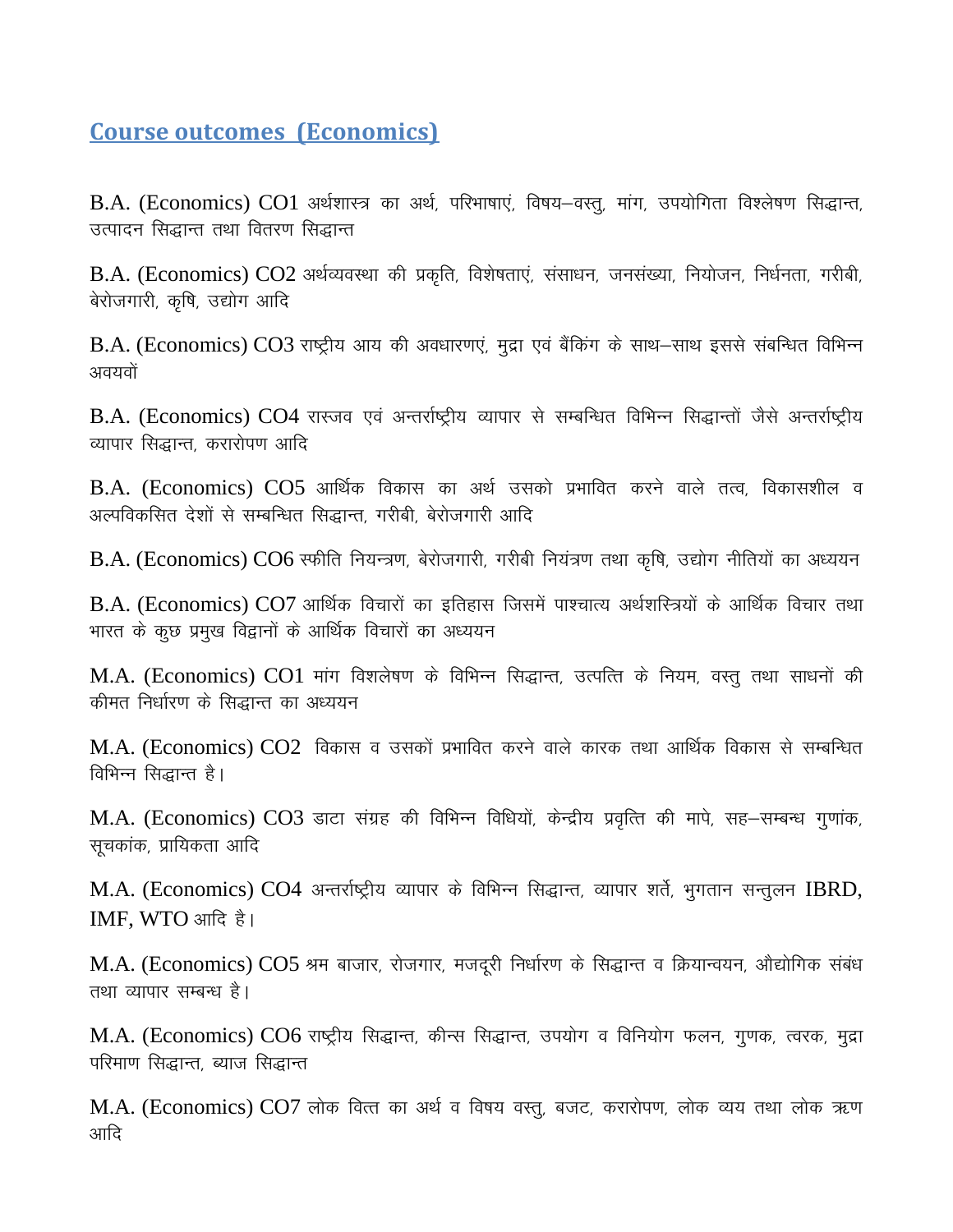## Course outcomes (Economics)

B.A. (Economics) CO1 अर्थशास्त्र का अर्थ, परिभाषाएं, विषय–वस्तु, मांग, उपयोगिता विश्लेषण सिद्धान्त, उत्पादन सिद्धान्त तथा वितरण सिद्धान्त

B.A. (Economics) CO2 अर्थव्यवस्था की प्रकृति, विशेषताएं, संसाधन, जनसंख्या, नियोजन, निर्धनता, गरीबी, बेरोजगारी, कृषि, उद्योग आदि

B.A. (Economics) CO3 राष्ट्रीय आय की अवधारणएं, मुद्रा एवं बैंकिंग के साथ–साथ इससे संबन्धित विभिन्न अवयवों

B.A. (Economics) CO4 रास्जव एवं अन्तर्राष्ट्रीय व्यापार से सम्बन्धित विभिन्न सिद्धान्तों जैसे अन्तर्राष्ट्रीय व्यापार सिद्धान्त, करारोपण आदि

B.A. (Economics) CO5 आर्थिक विकास का अर्थ उसको प्रभावित करने वाले तत्व, विकासशील व अल्पविकसित देशों से सम्बन्धित सिद्धान्त, गरीबी, बेरोजगारी आदि

B.A. (Economics) CO6 स्फीति नियन्त्रण, बेरोजगारी, गरीबी नियंत्रण तथा कृषि, उद्योग नीतियों का अध्ययन

B.A. (Economics) CO7 आर्थिक विचारों का इतिहास जिसमें पाश्चात्य अर्थशस्त्रियों के आर्थिक विचार तथा भारत के कुछ प्रमुख विद्वानों के आर्थिक विचारों का अध्ययन

M.A. (Economics) CO1 मांग विशलेषण के विभिन्न सिद्धान्त, उत्पत्ति के नियम, वस्तु तथा साधनों की कीमत निर्धारण के सिद्धान्त का अध्ययन

M.A. (Economics) CO2 विकास व उसकों प्रभावित करने वाले कारक तथा आर्थिक विकास से सम्बन्धित विभिन्न सिद्धान्त है।

M.A. (Economics) CO3 डाटा संग्रह की विभिन्न विधियों, केन्द्रीय प्रवृत्ति की मापे, सह–सम्बन्ध गुणांक, सूचकांक, प्रायिकता आदि

M.A. (Economics) CO4 अन्तर्राष्ट्रीय व्यापार के विभिन्न सिद्धान्त, व्यापार शर्ते, भुगतान सन्तुलन IBRD, IMF, WTO आदि है।

M.A. (Economics) CO5 श्रम बाजार, रोजगार, मजदूरी निर्धारण के सिद्धान्त व क्रियान्वयन, औद्योगिक संबंध तथा व्यापार सम्बन्ध है।

M.A. (Economics) CO6 राष्ट्रीय सिद्धान्त, कीन्स सिद्धान्त, उपयोग व विनियोग फलन, गुणक, त्वरक, मुद्रा परिमाण सिद्धान्त, ब्याज सिद्धान्त

M.A. (Economics) CO7 लोक वित्त का अर्थ व विषय वस्तु, बजट, करारोपण, लोक व्यय तथा लोक ऋण आदि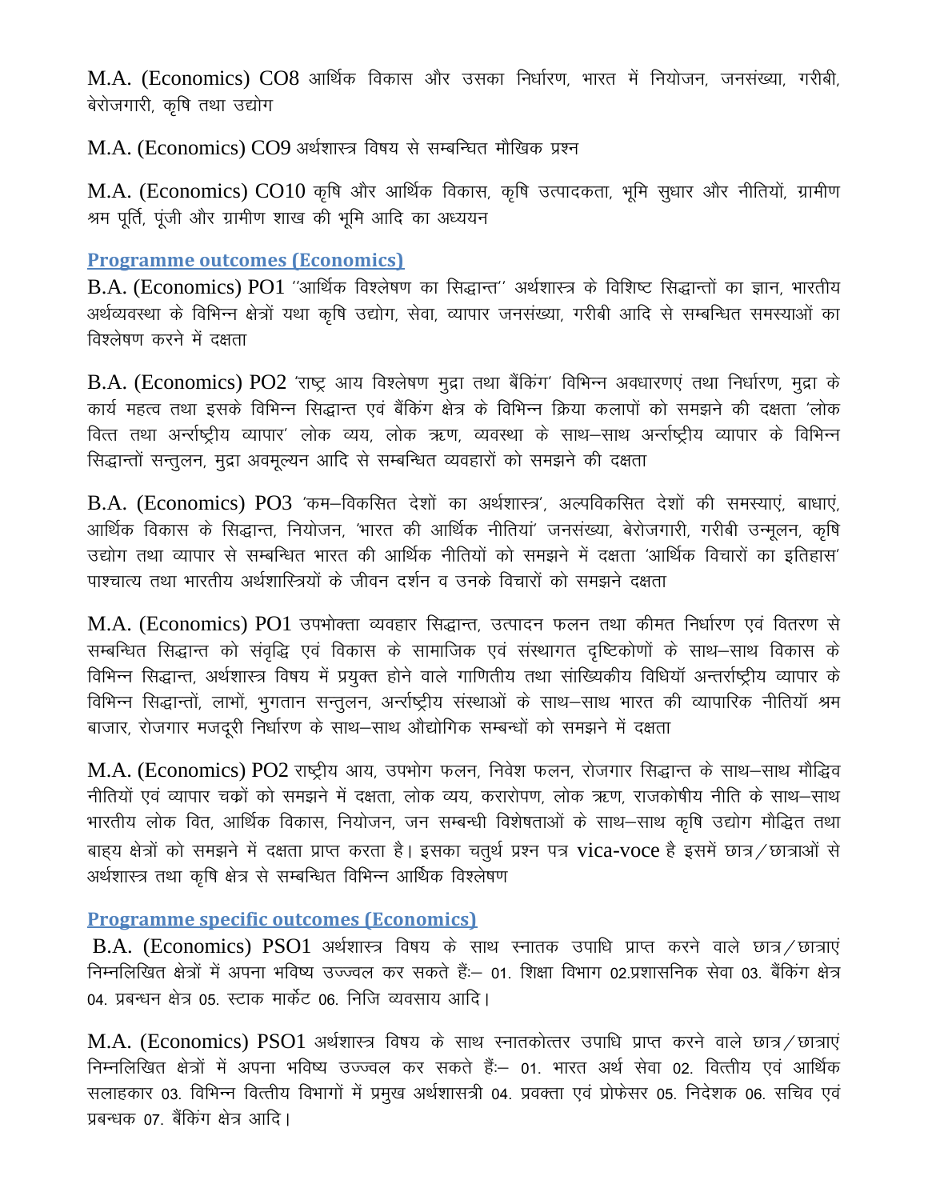M.A. (Economics) CO8 आर्थिक विकास और उसका निर्धारण, भारत में नियोजन, जनसंख्या, गरीबी, बेरोजगारी, कृषि तथा उद्योग

M.A. (Economics) CO9 अर्थशास्त्र विषय से सम्बन्धित मौखिक प्रश्न

M.A. (Economics) CO10 कृषि और आर्थिक विकास, कृषि उत्पादकता, भूमि सुधार और नीतियों, ग्रामीण श्रम पूर्ति, पूंजी और ग्रामीण शाख की भूमि आदि का अध्ययन

## Programme outcomes (Economics)

B.A. (Economics) PO1 ''आर्थिक विश्लेषण का सिद्धान्त'' अर्थशास्त्र के विशिष्ट सिद्धान्तों का ज्ञान, भारतीय अर्थव्यवस्था के विभिन्न क्षेत्रों यथा कृषि उद्योग, सेवा, व्यापार जनसंख्या, गरीबी आदि से सम्बन्धित समस्याओं का विश्लेषण करने में दक्षता

B.A. (Economics) PO2 'राष्ट्र आय विश्लेषण मुद्रा तथा बैंकिंग' विभिन्न अवधारणएं तथा निर्धारण, मुद्रा के कार्य महत्व तथा इसके विभिन्न सिद्धान्त एवं बैंकिंग क्षेत्र के विभिन्न क्रिया कलापों को समझने की दक्षता 'लोक वित्त तथा अर्न्तार्ष्ट्रीय व्यापार' लोक व्यय, लोक ऋण, व्यवस्था के साथ–साथ अर्न्तार्ष्ट्रीय व्यापार के विभिन्न सिद्धान्तों सन्तुलन, मुद्रा अवमूल्यन आदि से सम्बन्धित व्यवहारों को समझने की दक्षता

B.A. (Economics) PO3 'कम–विकसित देशों का अर्थशास्त्र', अल्पविकसित देशों की समस्याएं, बाधाएं, आर्थिक विकास के सिद्धान्त, नियोजन, 'भारत की आर्थिक नीतियां' जनसंख्या, बेरोजगारी, गरीबी उन्मूलन, कृषि उद्योग तथा व्यापार से सम्बन्धित भारत की आर्थिक नीतियों को समझने में दक्षता 'आर्थिक विचारों का इतिहास' पाश्चात्य तथा भारतीय अर्थशास्त्रियों के जीवन दर्शन व उनके विचारों को समझने दक्षता

M.A. (Economics) PO1 उपभोक्ता व्यवहार सिद्धान्त, उत्पादन फलन तथा कीमत निर्धारण एवं वितरण से सम्बन्धित सिद्धान्त को संवृद्धि एवं विकास के सामाजिक एवं संस्थागत दृष्टिकोणों के साथ–साथ विकास के विभिन्न सिद्धान्त, अर्थशास्त्र विषय में प्रयुक्त होने वाले गाणितीय तथा सांख्यिकीय विधियॉ अन्तर्राष्ट्रीय व्यापार के विभिन्न सिद्धान्तों, लाभों, भुगतान सन्तुलन, अर्न्तार्ष्ट्रीय संस्थाओं के साथ–साथ भारत की व्यापारिक नीतियॉ श्रम बाजार, रोजगार मजदूरी निर्धारण के साथ–साथ औद्योगिक सम्बन्धों को समझने में दक्षता

M.A. (Economics) PO2 राष्ट्रीय आय, उपभोग फलन, निवेश फलन, रोजगार सिद्धान्त के साथ–साथ मौद्विव नीतियों एवं व्यापार चक्रों को समझने में दक्षता, लोक व्यय, करारोपण, लोक ऋण, राजकोषीय नीति के साथ–साथ भारतीय लोक वित, आर्थिक विकास, नियोजन, जन सम्बन्धी विशेषताओं के साथ–साथ कृषि उद्योग मौद्वित तथा बाह्य क्षेत्रों को समझने में दक्षता प्राप्त करता है। इसका चतुर्थ प्रश्न पत्र vica-voce है इसमें छात्र/छात्राओं से अर्थशास्त्र तथा कृषि क्षेत्र से सम्बन्धित विभिन्न आर्थिक विश्लेषण

## Programme specific outcomes (Economics)

B.A. (Economics) PSO1 अर्थशास्त्र विषय के साथ स्नातक उपाधि प्राप्त करने वाले छात्र/छात्राएं निम्नलिखित क्षेत्रों में अपना भविष्य उज्ज्वल कर सकते हैं:– 01. शिक्षा विभाग 02.प्रशासनिक सेवा 03. बैंकिंग क्षेत्र 04. प्रबन्धन क्षेत्र 05. स्टाक मार्केट 06. निजि व्यवसाय आदि।

M.A. (Economics) PSO1 अर्थशास्त्र विषय के साथ स्नातकोत्तर उपाधि प्राप्त करने वाले छात्र/छात्राएं निम्नलिखित क्षेत्रों में अपना भविष्य उज्ज्वल कर सकते हैं:– 01. भारत अर्थ सेवा 02. वित्तीय एवं आर्थिक सलाहकार 03. विभिन्न वित्तीय विभागों में प्रमुख अर्थशासत्री 04. प्रवक्ता एवं प्रोफेसर 05. निदेशक 06. सचिव एवं प्रबन्धक 07. बैंकिंग क्षेत्र आदि।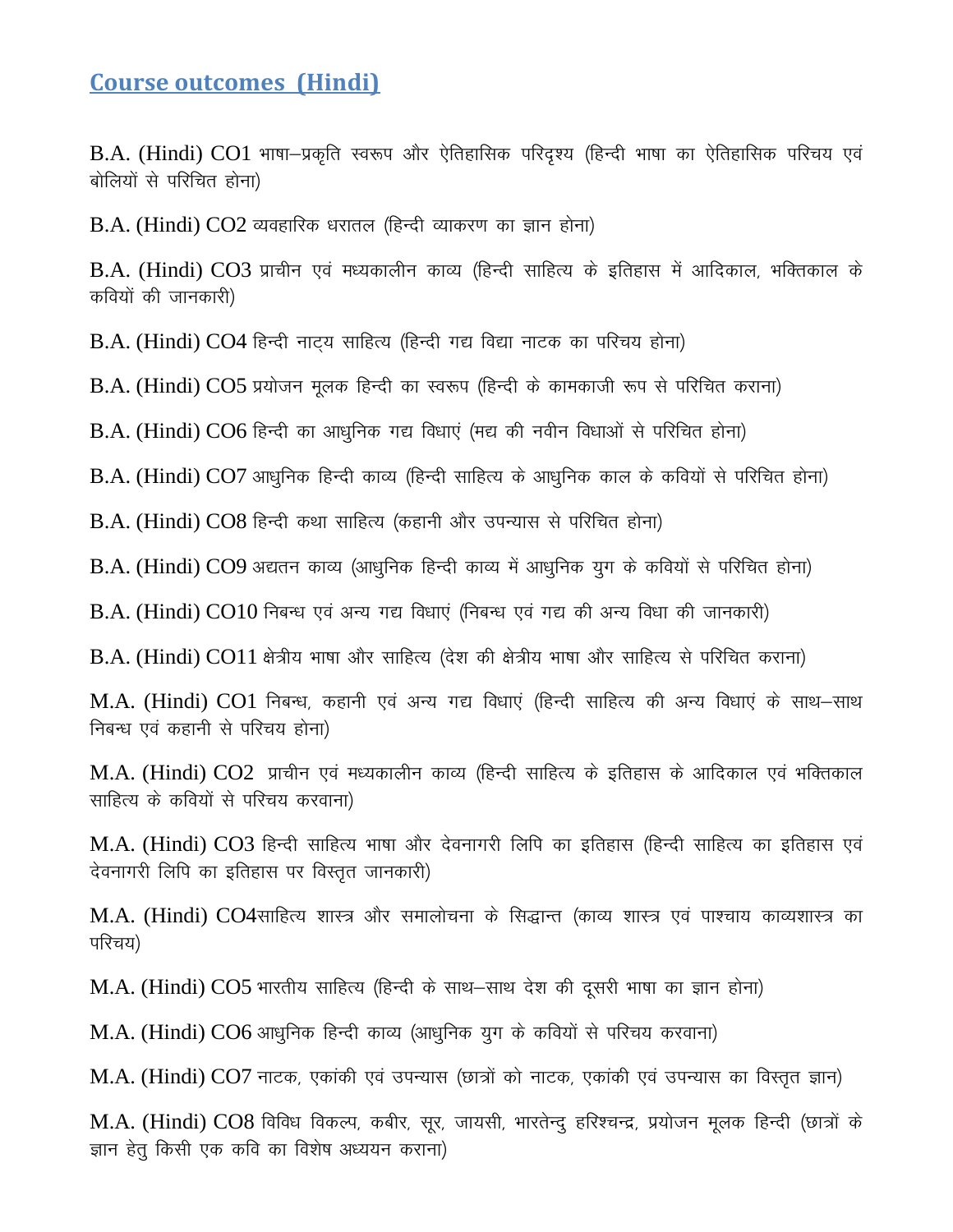## Course outcomes (Hindi)

B.A. (Hindi) CO1 भाषा–प्रकृति स्वरूप और ऐतिहासिक परिदृश्य (हिन्दी भाषा का ऐतिहासिक परिचय एवं बोलियों से परिचित होना)

B.A. (Hindi) CO2 व्यवहारिक धरातल (हिन्दी व्याकरण का ज्ञान होना)

B.A. (Hindi) CO3 प्राचीन एवं मध्यकालीन काव्य (हिन्दी साहित्य के इतिहास में आदिकाल, भक्तिकाल के कवियों की जानकारी)

B.A. (Hindi) CO4 हिन्दी नाट्य साहित्य (हिन्दी गद्य विद्या नाटक का परिचय होना)

B.A. (Hindi) CO5 प्रयोजन मूलक हिन्दी का स्वरूप (हिन्दी के कामकाजी रूप से परिचित कराना)

B.A. (Hindi) CO6 हिन्दी का आधुनिक गद्य विधाएं (मद्य की नवीन विधाओं से परिचित होना)

B.A. (Hindi) CO7 आधुनिक हिन्दी काव्य (हिन्दी साहित्य के आधुनिक काल के कवियों से परिचित होना)

B.A. (Hindi) CO8 हिन्दी कथा साहित्य (कहानी और उपन्यास से परिचित होना)

B.A. (Hindi) CO9 अद्यतन काव्य (आधुनिक हिन्दी काव्य में आधुनिक युग के कवियों से परिचित होना)

B.A. (Hindi) CO10 निबन्ध एवं अन्य गद्य विधाएं (निबन्ध एवं गद्य की अन्य विधा की जानकारी)

B.A. (Hindi) CO11 क्षेत्रीय भाषा और साहित्य (देश की क्षेत्रीय भाषा और साहित्य से परिचित कराना)

M.A. (Hindi) CO1 निबन्ध, कहानी एवं अन्य गद्य विधाएं (हिन्दी साहित्य की अन्य विधाएं के साथ–साथ निबन्ध एवं कहानी से परिचय होना)

M.A. (Hindi) CO2 प्राचीन एवं मध्यकालीन काव्य (हिन्दी साहित्य के इतिहास के आदिकाल एवं भक्तिकाल साहित्य के कवियों से परिचय करवाना)

M.A. (Hindi) CO3 हिन्दी साहित्य भाषा और देवनागरी लिपि का इतिहास (हिन्दी साहित्य का इतिहास एवं देवनागरी लिपि का इतिहास पर विस्तृत जानकारी)

M.A. (Hindi) CO4साहित्य शास्त्र और समालोचना के सिद्धान्त (काव्य शास्त्र एवं पाश्चाय काव्यशास्त्र का परिचय)

M.A. (Hindi) CO5 भारतीय साहित्य (हिन्दी के साथ–साथ देश की दूसरी भाषा का ज्ञान होना)

M.A. (Hindi) CO6 आधुनिक हिन्दी काव्य (आधुनिक युग के कवियों से परिचय करवाना)

M.A. (Hindi) CO7 नाटक, एकांकी एवं उपन्यास (छात्रों को नाटक, एकांकी एवं उपन्यास का विस्तृत ज्ञान)

M.A. (Hindi) CO8 विविध विकल्प, कबीर, सूर, जायसी, भारतेन्दु हरिश्चन्द्र, प्रयोजन मूलक हिन्दी (छात्रों के ज्ञान हेतु किसी एक कवि का विशेष अध्ययन कराना)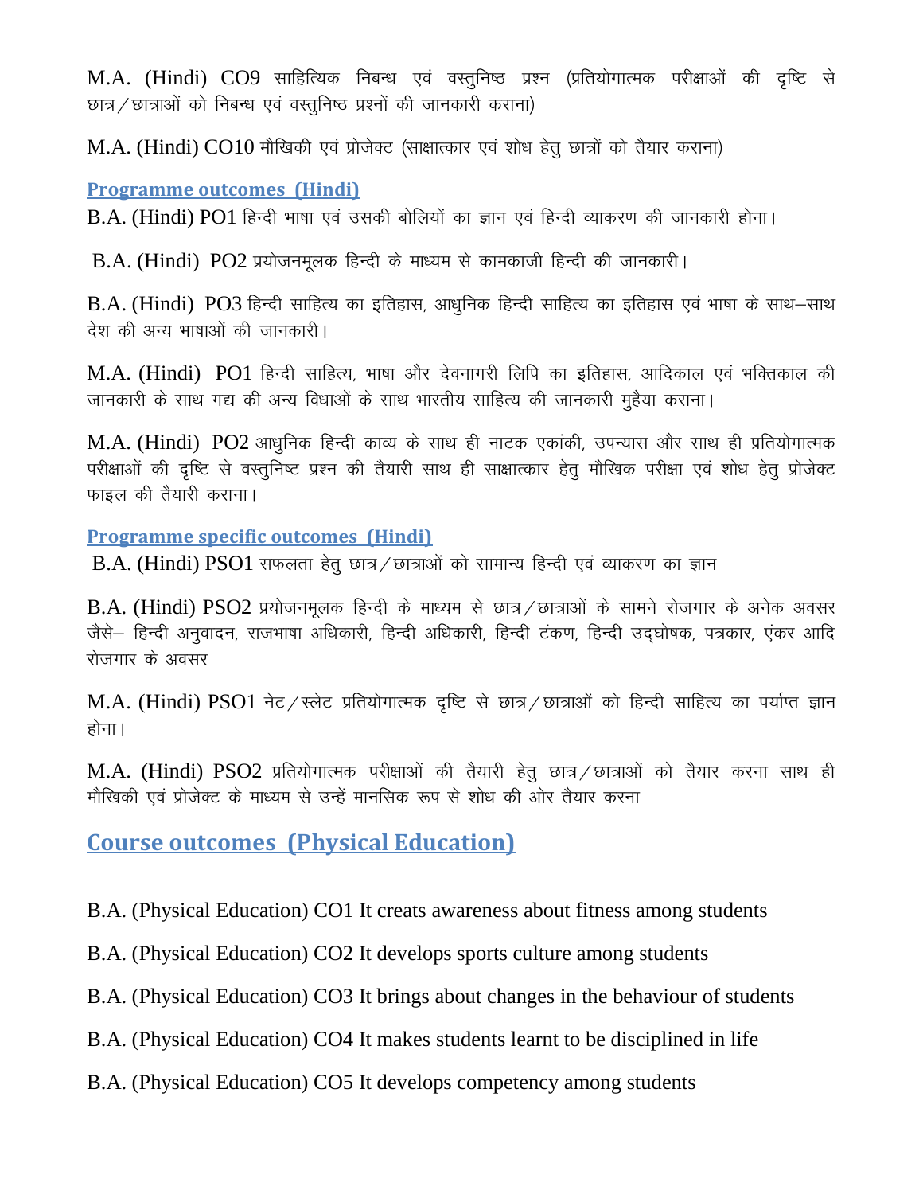M.A. (Hindi) CO9 साहित्यिक निबन्ध एवं वस्तुनिष्ठ प्रश्न (प्रतियोगात्मक परीक्षाओं की दृष्टि से छात्र/छात्राओं को निबन्ध एवं वस्तुनिष्ठ प्रश्नों की जानकारी कराना)

M.A. (Hindi) CO10 मौखिकी एवं प्रोजेक्ट (साक्षात्कार एवं शोध हेतु छात्रों को तैयार कराना)

### Programme outcomes (Hindi)

B.A. (Hindi) PO1 हिन्दी भाषा एवं उसकी बोलियों का ज्ञान एवं हिन्दी व्याकरण की जानकारी होना।

B.A. (Hindi) PO2 प्रयोजनमूलक हिन्दी के माध्यम से कामकाजी हिन्दी की जानकारी।

B.A. (Hindi) PO3 हिन्दी साहित्य का इतिहास, आधुनिक हिन्दी साहित्य का इतिहास एवं भाषा के साथ–साथ देश की अन्य भाषाओं की जानकारी।

M.A. (Hindi) PO1 हिन्दी साहित्य, भाषा और देवनागरी लिपि का इतिहास, आदिकाल एवं भक्तिकाल की जानकारी के साथ गद्य की अन्य विधाओं के साथ भारतीय साहित्य की जानकारी मुहैया कराना।

M.A. (Hindi) PO2 आधुनिक हिन्दी काव्य के साथ ही नाटक एकांकी, उपन्यास और साथ ही प्रतियोगात्मक परीक्षाओं की दृष्टि से वस्तुनिष्ट प्रश्न की तैयारी साथ ही साक्षात्कार हेतु मौखिक परीक्षा एवं शोध हेतु प्रोजेक्ट फाइल की तैयारी कराना।

### Programme specific outcomes (Hindi)

B.A. (Hindi) PSO1 सफलता हेतु छात्र/छात्राओं को सामान्य हिन्दी एवं व्याकरण का ज्ञान

B.A. (Hindi) PSO2 प्रयोजनमूलक हिन्दी के माध्यम से छात्र/छात्राओं के सामने रोजगार के अनेक अवसर जैसे– हिन्दी अनुवादन, राजभाषा अधिकारी, हिन्दी अधिकारी, हिन्दी टंकण, हिन्दी उद्घोषक, पत्रकार, एंकर आदि रोजगार के अवसर

M.A. (Hindi) PSO1 नेट/स्लेट प्रतियोगात्मक दृष्टि से छात्र/छात्राओं को हिन्दी साहित्य का पर्याप्त ज्ञान होना।

M.A. (Hindi) PSO2 प्रतियोगात्मक परीक्षाओं की तैयारी हेतु छात्र/छात्राओं को तैयार करना साथ ही मौखिकी एवं प्रोजेक्ट के माध्यम से उन्हें मानसिक रूप से शोध की ओर तैयार करना

## Course outcomes (Physical Education)

B.A. (Physical Education) CO1 It creats awareness about fitness among students

B.A. (Physical Education) CO2 It develops sports culture among students

B.A. (Physical Education) CO3 It brings about changes in the behaviour of students

B.A. (Physical Education) CO4 It makes students learnt to be disciplined in life

B.A. (Physical Education) CO5 It develops competency among students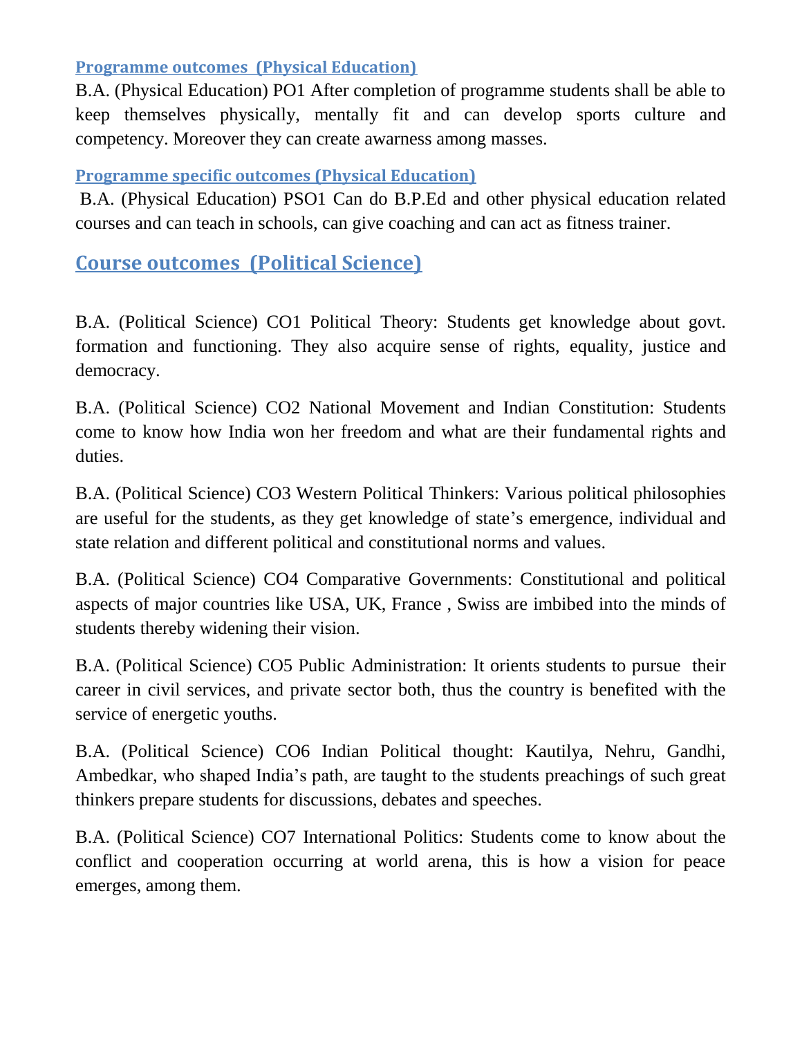### Programme outcomes (Physical Education)

B.A. (Physical Education) PO1 After completion of programme students shall be able to keep themselves physically, mentally fit and can develop sports culture and competency. Moreover they can create awarness among masses.

### Programme specific outcomes (Physical Education)

B.A. (Physical Education) PSO1 Can do B.P.Ed and other physical education related courses and can teach in schools, can give coaching and can act as fitness trainer.

## Course outcomes (Political Science)

B.A. (Political Science) CO1 Political Theory: Students get knowledge about govt. formation and functioning. They also acquire sense of rights, equality, justice and democracy.

B.A. (Political Science) CO2 National Movement and Indian Constitution: Students come to know how India won her freedom and what are their fundamental rights and duties.

B.A. (Political Science) CO3 Western Political Thinkers: Various political philosophies are useful for the students, as they get knowledge of state's emergence, individual and state relation and different political and constitutional norms and values.

B.A. (Political Science) CO4 Comparative Governments: Constitutional and political aspects of major countries like USA, UK, France , Swiss are imbibed into the minds of students thereby widening their vision.

B.A. (Political Science) CO5 Public Administration: It orients students to pursue their career in civil services, and private sector both, thus the country is benefited with the service of energetic youths.

B.A. (Political Science) CO6 Indian Political thought: Kautilya, Nehru, Gandhi, Ambedkar, who shaped India's path, are taught to the students preachings of such great thinkers prepare students for discussions, debates and speeches.

B.A. (Political Science) CO7 International Politics: Students come to know about the conflict and cooperation occurring at world arena, this is how a vision for peace emerges, among them.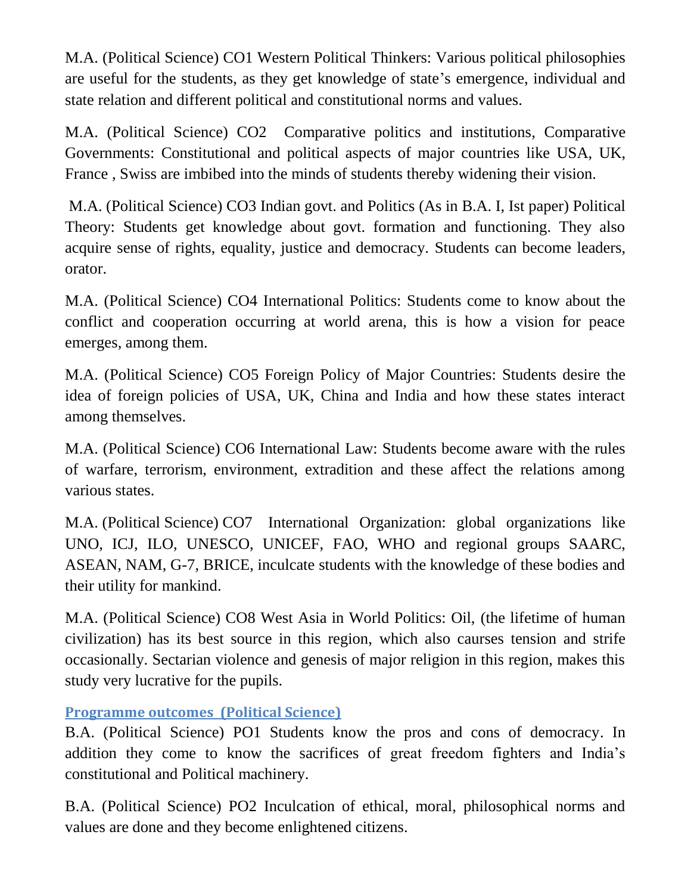M.A. (Political Science) CO1 Western Political Thinkers: Various political philosophies are useful for the students, as they get knowledge of state's emergence, individual and state relation and different political and constitutional norms and values.

M.A. (Political Science) CO2 Comparative politics and institutions, Comparative Governments: Constitutional and political aspects of major countries like USA, UK, France , Swiss are imbibed into the minds of students thereby widening their vision.

M.A. (Political Science) CO3 Indian govt. and Politics (As in B.A. I, Ist paper) Political Theory: Students get knowledge about govt. formation and functioning. They also acquire sense of rights, equality, justice and democracy. Students can become leaders, orator.

M.A. (Political Science) CO4 International Politics: Students come to know about the conflict and cooperation occurring at world arena, this is how a vision for peace emerges, among them.

M.A. (Political Science) CO5 Foreign Policy of Major Countries: Students desire the idea of foreign policies of USA, UK, China and India and how these states interact among themselves.

M.A. (Political Science) CO6 International Law: Students become aware with the rules of warfare, terrorism, environment, extradition and these affect the relations among various states.

M.A. (Political Science) CO7 International Organization: global organizations like UNO, ICJ, ILO, UNESCO, UNICEF, FAO, WHO and regional groups SAARC, ASEAN, NAM, G-7, BRICE, inculcate students with the knowledge of these bodies and their utility for mankind.

M.A. (Political Science) CO8 West Asia in World Politics: Oil, (the lifetime of human civilization) has its best source in this region, which also caurses tension and strife occasionally. Sectarian violence and genesis of major religion in this region, makes this study very lucrative for the pupils.

## Programme outcomes (Political Science)

B.A. (Political Science) PO1 Students know the pros and cons of democracy. In addition they come to know the sacrifices of great freedom fighters and India's constitutional and Political machinery.

B.A. (Political Science) PO2 Inculcation of ethical, moral, philosophical norms and values are done and they become enlightened citizens.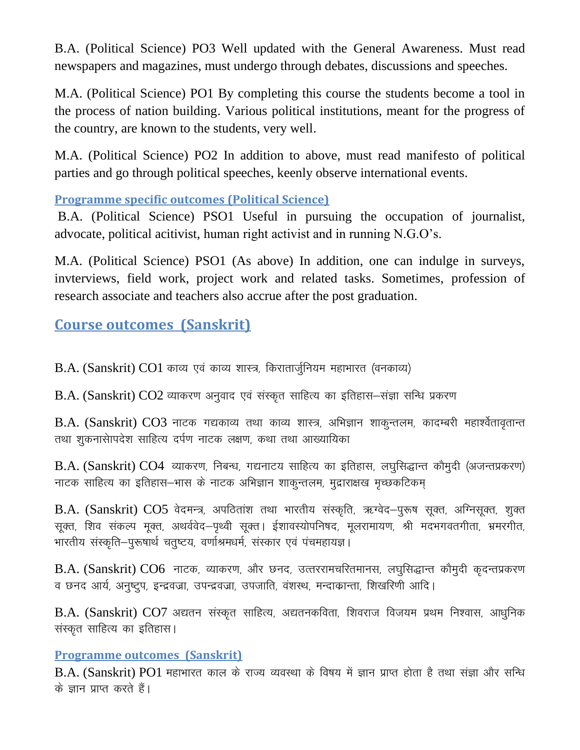B.A. (Political Science) PO3 Well updated with the General Awareness. Must read newspapers and magazines, must undergo through debates, discussions and speeches.

M.A. (Political Science) PO1 By completing this course the students become a tool in the process of nation building. Various political institutions, meant for the progress of the country, are known to the students, very well.

M.A. (Political Science) PO2 In addition to above, must read manifesto of political parties and go through political speeches, keenly observe international events.

### Programme specific outcomes (Political Science)

B.A. (Political Science) PSO1 Useful in pursuing the occupation of journalist, advocate, political acitivist, human right activist and in running N.G.O's.

M.A. (Political Science) PSO1 (As above) In addition, one can indulge in surveys, invterviews, field work, project work and related tasks. Sometimes, profession of research associate and teachers also accrue after the post graduation.

## Course outcomes (Sanskrit)

B.A. (Sanskrit) CO1 काव्य एवं काव्य शास्त्र, किरातार्जुनियम महाभारत (वनकाव्य)

B.A. (Sanskrit) CO2 व्याकरण अनुवाद एवं संस्कृत साहित्य का इतिहास–संज्ञा सन्धि प्रकरण

B.A. (Sanskrit) CO3 नाटक गद्यकाव्य तथा काव्य शास्त्र, अभिज्ञान शाकुन्तलम, कादम्बरी महाश्र्वेतावृतान्त तथा शुकनासोपदेश साहित्य दर्पण नाटक लक्षण, कथा तथा आख्यायिका

B.A. (Sanskrit) CO4 व्याकरण, निबन्ध, गद्यनाटय साहित्य का इतिहास, लघुसिद्धान्त कौमुदी (अजन्तप्रकरण) नाटक साहित्य का इतिहास–भास के नाटक अभिज्ञान शाकुन्तलम, मुद्राराक्षख मृच्छकटिकम्

B.A. (Sanskrit) CO5 वेदमन्त्र, अपठितांश तथा भारतीय संस्कृति, ऋग्वेद–पुरूष सूक्त, अग्निसूक्त, शुक्त सूक्त, शिव संकल्प मूक्त, अथर्ववेद–पृथ्वी सूक्त। ईशावस्योपनिषद, मूलरामायण, श्री मदभगवतगीता, भ्रमरगीत, भारतीय संस्कृति–पुरूषार्थ चतुष्टय, वर्णाश्रमधर्म, संस्कार एवं पंचमहायज्ञ।

B.A. (Sanskrit) CO6 नाटक, व्याकरण, और छनद, उत्तररामचरितमानस, लघुसिद्धान्त कौमुदी कृदन्तप्रकरण व छनद आर्य, अनुष्टुप, इन्द्रवज्रा, उपन्द्रवज्रा, उपजाति, वंशस्थ, मन्दाकान्ता, शिखरिणी आदि।

B.A. (Sanskrit) CO7 अद्यतन संस्कृत साहित्य, अद्यतनकविता, शिवराज विजयम प्रथम निश्वास, आधुनिक संस्कृत साहित्य का इतिहास।

### Programme outcomes (Sanskrit)

B.A. (Sanskrit) PO1 महाभारत काल के राज्य व्यवस्था के विषय में ज्ञान प्राप्त होता है तथा संज्ञा और सन्धि के ज्ञान प्राप्त करते हैं।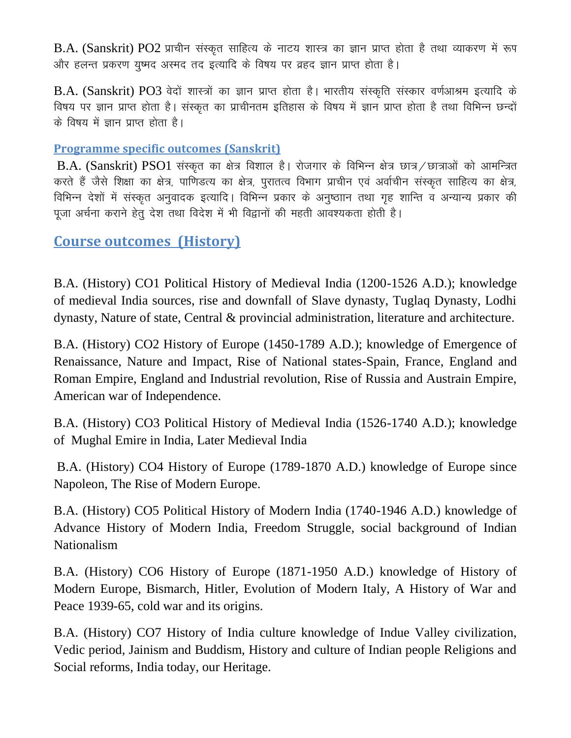B.A. (Sanskrit) PO2 प्राचीन संस्कृत साहित्य के नाटय शास्त्र का ज्ञान प्राप्त होता है तथा व्याकरण में रूप और हलन्त प्रकरण युष्मद अस्मद तद इत्यादि के विषय पर व्रहद ज्ञान प्राप्त होता है।

B.A. (Sanskrit) PO3 वेदों शास्त्रों का ज्ञान प्राप्त होता है। भारतीय संस्कृति संस्कार वर्णआश्रम इत्यादि के विषय पर ज्ञान प्राप्त होता है। संस्कृत का प्राचीनतम इतिहास के विषय में ज्ञान प्राप्त होता है तथा विभिन्न छन्दों के विषय में ज्ञान प्राप्त होता है।

### Programme specific outcomes (Sanskrit)

B.A. (Sanskrit) PSO1 संस्कृत का क्षेत्र विशाल है। रोजगार के विभिन्न क्षेत्र छात्र/छात्राओं को आमन्त्रित करते हैं जैसे शिक्षा का क्षेत्र, पाणिडत्य का क्षेत्र, पुरातत्व विभाग प्राचीन एवं अर्वाचीन संस्कृत साहित्य का क्षेत्र, विभिन्न देशों में संस्कृत अनुवादक इत्यादि। विभिन्न प्रकार के अनुष्ठाान तथा गृह शान्ति व अन्यान्य प्रकार की पूजा अर्चना कराने हेतु देश तथा विदेश में भी विद्वानों की महती आवश्यकता होती है।

## Course outcomes (History)

B.A. (History) CO1 Political History of Medieval India (1200-1526 A.D.); knowledge of medieval India sources, rise and downfall of Slave dynasty, Tuglaq Dynasty, Lodhi dynasty, Nature of state, Central & provincial administration, literature and architecture.

B.A. (History) CO2 History of Europe (1450-1789 A.D.); knowledge of Emergence of Renaissance, Nature and Impact, Rise of National states-Spain, France, England and Roman Empire, England and Industrial revolution, Rise of Russia and Austrain Empire, American war of Independence.

B.A. (History) CO3 Political History of Medieval India (1526-1740 A.D.); knowledge of Mughal Emire in India, Later Medieval India

B.A. (History) CO4 History of Europe (1789-1870 A.D.) knowledge of Europe since Napoleon, The Rise of Modern Europe.

B.A. (History) CO5 Political History of Modern India (1740-1946 A.D.) knowledge of Advance History of Modern India, Freedom Struggle, social background of Indian Nationalism

B.A. (History) CO6 History of Europe (1871-1950 A.D.) knowledge of History of Modern Europe, Bismarch, Hitler, Evolution of Modern Italy, A History of War and Peace 1939-65, cold war and its origins.

B.A. (History) CO7 History of India culture knowledge of Indue Valley civilization, Vedic period, Jainism and Buddism, History and culture of Indian people Religions and Social reforms, India today, our Heritage.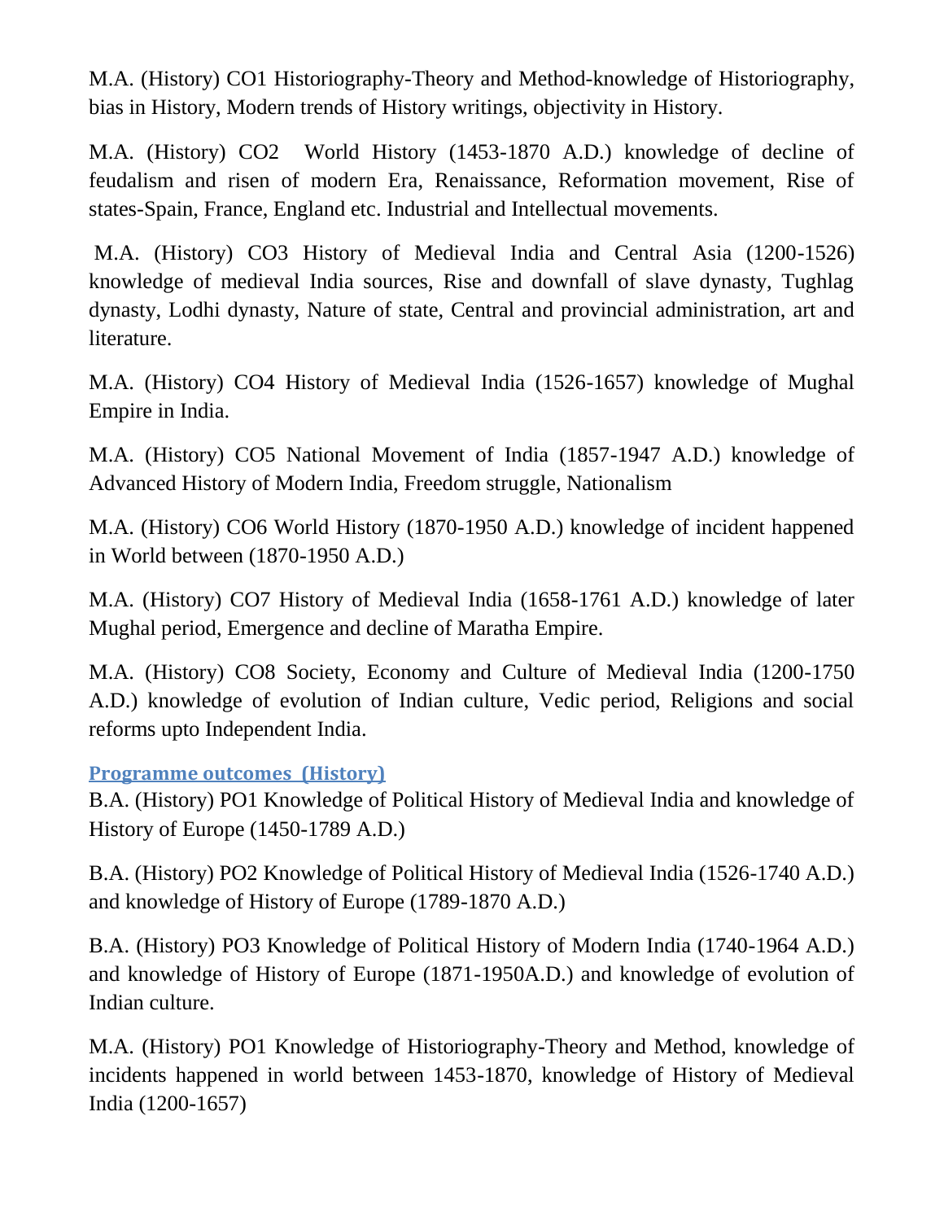M.A. (History) CO1 Historiography-Theory and Method-knowledge of Historiography, bias in History, Modern trends of History writings, objectivity in History.

M.A. (History) CO2 World History (1453-1870 A.D.) knowledge of decline of feudalism and risen of modern Era, Renaissance, Reformation movement, Rise of states-Spain, France, England etc. Industrial and Intellectual movements.

M.A. (History) CO3 History of Medieval India and Central Asia (1200-1526) knowledge of medieval India sources, Rise and downfall of slave dynasty, Tughlag dynasty, Lodhi dynasty, Nature of state, Central and provincial administration, art and literature.

M.A. (History) CO4 History of Medieval India (1526-1657) knowledge of Mughal Empire in India.

M.A. (History) CO5 National Movement of India (1857-1947 A.D.) knowledge of Advanced History of Modern India, Freedom struggle, Nationalism

M.A. (History) CO6 World History (1870-1950 A.D.) knowledge of incident happened in World between (1870-1950 A.D.)

M.A. (History) CO7 History of Medieval India (1658-1761 A.D.) knowledge of later Mughal period, Emergence and decline of Maratha Empire.

M.A. (History) CO8 Society, Economy and Culture of Medieval India (1200-1750 A.D.) knowledge of evolution of Indian culture, Vedic period, Religions and social reforms upto Independent India.

### Programme outcomes (History)

B.A. (History) PO1 Knowledge of Political History of Medieval India and knowledge of History of Europe (1450-1789 A.D.)

B.A. (History) PO2 Knowledge of Political History of Medieval India (1526-1740 A.D.) and knowledge of History of Europe (1789-1870 A.D.)

B.A. (History) PO3 Knowledge of Political History of Modern India (1740-1964 A.D.) and knowledge of History of Europe (1871-1950A.D.) and knowledge of evolution of Indian culture.

M.A. (History) PO1 Knowledge of Historiography-Theory and Method, knowledge of incidents happened in world between 1453-1870, knowledge of History of Medieval India (1200-1657)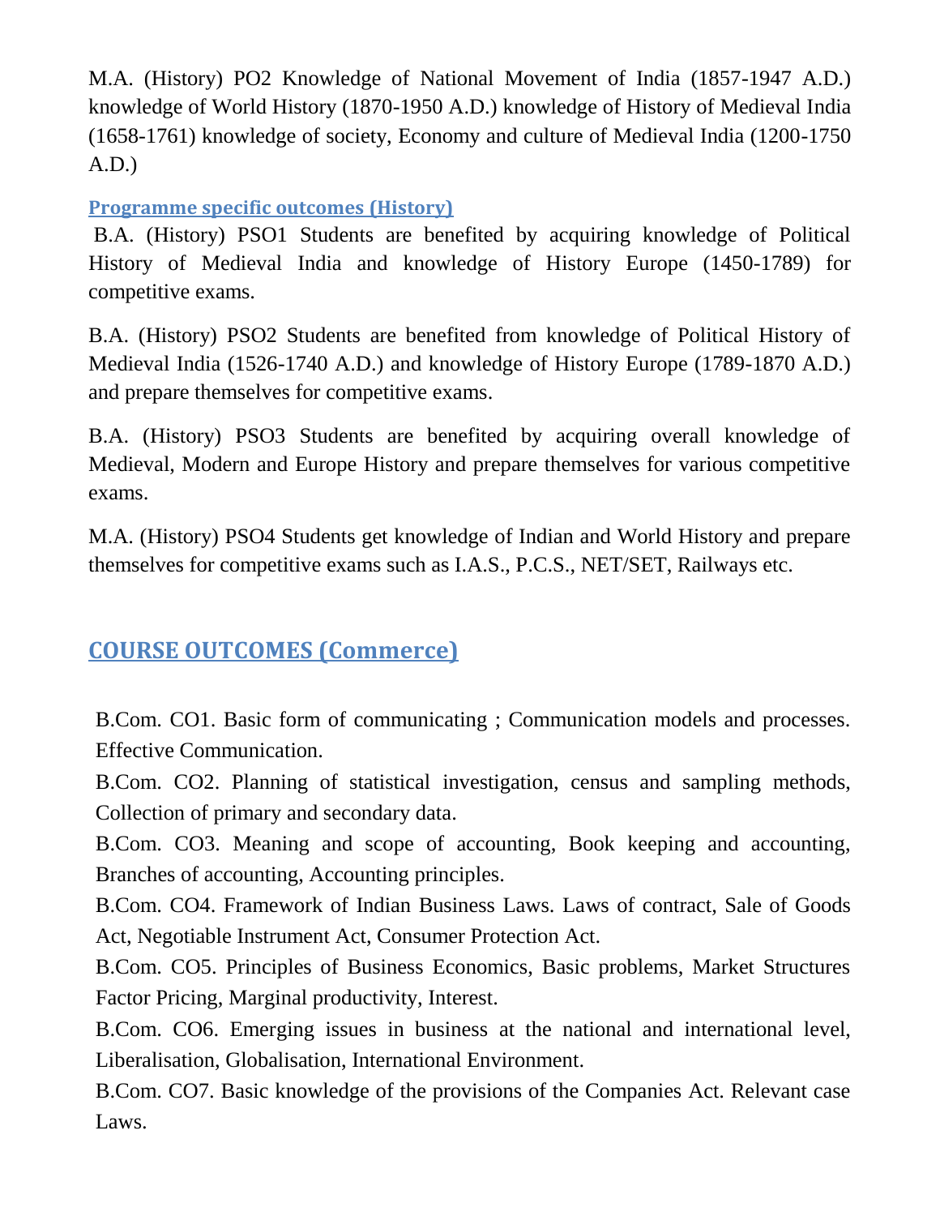M.A. (History) PO2 Knowledge of National Movement of India (1857-1947 A.D.) knowledge of World History (1870-1950 A.D.) knowledge of History of Medieval India (1658-1761) knowledge of society, Economy and culture of Medieval India (1200-1750 A.D.)

### Programme specific outcomes (History)

B.A. (History) PSO1 Students are benefited by acquiring knowledge of Political History of Medieval India and knowledge of History Europe (1450-1789) for competitive exams.

B.A. (History) PSO2 Students are benefited from knowledge of Political History of Medieval India (1526-1740 A.D.) and knowledge of History Europe (1789-1870 A.D.) and prepare themselves for competitive exams.

B.A. (History) PSO3 Students are benefited by acquiring overall knowledge of Medieval, Modern and Europe History and prepare themselves for various competitive exams.

M.A. (History) PSO4 Students get knowledge of Indian and World History and prepare themselves for competitive exams such as I.A.S., P.C.S., NET/SET, Railways etc.

## COURSE OUTCOMES (Commerce)

B.Com. CO1. Basic form of communicating ; Communication models and processes. Effective Communication.

B.Com. CO2. Planning of statistical investigation, census and sampling methods, Collection of primary and secondary data.

B.Com. CO3. Meaning and scope of accounting, Book keeping and accounting, Branches of accounting, Accounting principles.

B.Com. CO4. Framework of Indian Business Laws. Laws of contract, Sale of Goods Act, Negotiable Instrument Act, Consumer Protection Act.

B.Com. CO5. Principles of Business Economics, Basic problems, Market Structures Factor Pricing, Marginal productivity, Interest.

B.Com. CO6. Emerging issues in business at the national and international level, Liberalisation, Globalisation, International Environment.

B.Com. CO7. Basic knowledge of the provisions of the Companies Act. Relevant case Laws.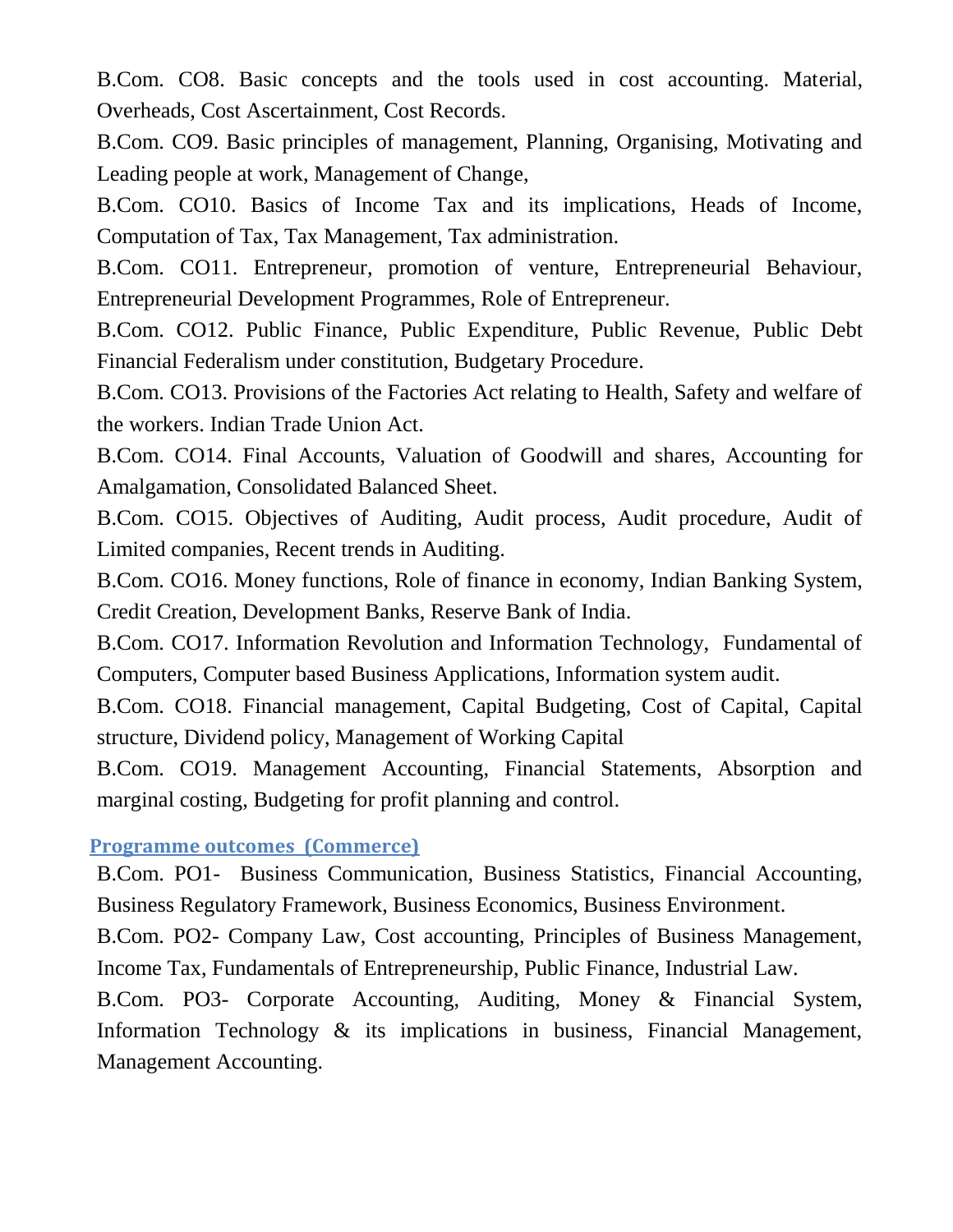B.Com. CO8. Basic concepts and the tools used in cost accounting. Material, Overheads, Cost Ascertainment, Cost Records.

B.Com. CO9. Basic principles of management, Planning, Organising, Motivating and Leading people at work, Management of Change,

B.Com. CO10. Basics of Income Tax and its implications, Heads of Income, Computation of Tax, Tax Management, Tax administration.

B.Com. CO11. Entrepreneur, promotion of venture, Entrepreneurial Behaviour, Entrepreneurial Development Programmes, Role of Entrepreneur.

B.Com. CO12. Public Finance, Public Expenditure, Public Revenue, Public Debt Financial Federalism under constitution, Budgetary Procedure.

B.Com. CO13. Provisions of the Factories Act relating to Health, Safety and welfare of the workers. Indian Trade Union Act.

B.Com. CO14. Final Accounts, Valuation of Goodwill and shares, Accounting for Amalgamation, Consolidated Balanced Sheet.

B.Com. CO15. Objectives of Auditing, Audit process, Audit procedure, Audit of Limited companies, Recent trends in Auditing.

B.Com. CO16. Money functions, Role of finance in economy, Indian Banking System, Credit Creation, Development Banks, Reserve Bank of India.

B.Com. CO17. Information Revolution and Information Technology, Fundamental of Computers, Computer based Business Applications, Information system audit.

B.Com. CO18. Financial management, Capital Budgeting, Cost of Capital, Capital structure, Dividend policy, Management of Working Capital

B.Com. CO19. Management Accounting, Financial Statements, Absorption and marginal costing, Budgeting for profit planning and control.

## Programme outcomes (Commerce)

B.Com. PO1- Business Communication, Business Statistics, Financial Accounting, Business Regulatory Framework, Business Economics, Business Environment.

B.Com. PO2- Company Law, Cost accounting, Principles of Business Management, Income Tax, Fundamentals of Entrepreneurship, Public Finance, Industrial Law.

B.Com. PO3- Corporate Accounting, Auditing, Money & Financial System, Information Technology & its implications in business, Financial Management, Management Accounting.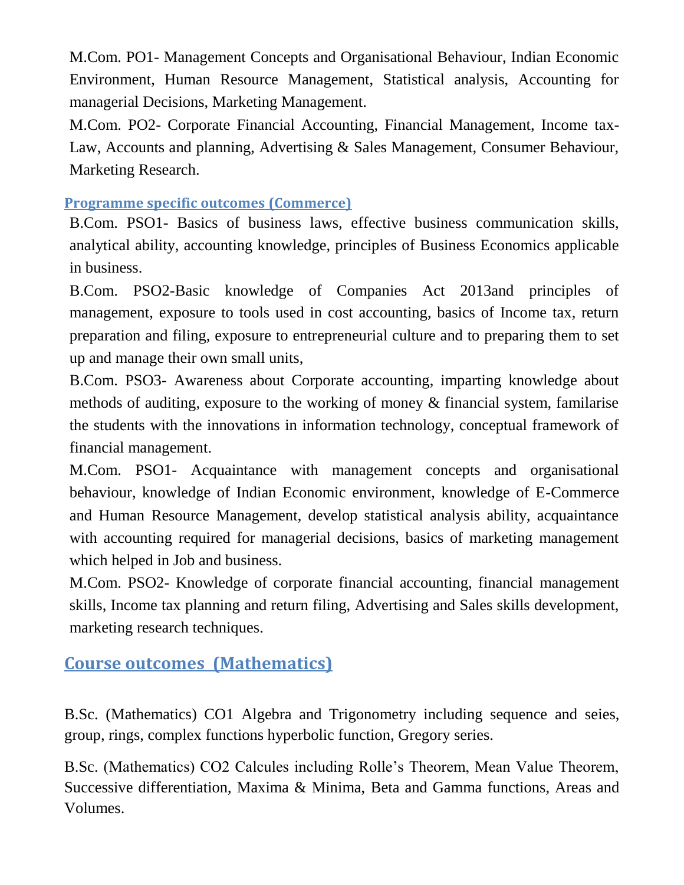M.Com. PO1- Management Concepts and Organisational Behaviour, Indian Economic Environment, Human Resource Management, Statistical analysis, Accounting for managerial Decisions, Marketing Management.

M.Com. PO2- Corporate Financial Accounting, Financial Management, Income tax- Law, Accounts and planning, Advertising & Sales Management, Consumer Behaviour, Marketing Research.

### Programme specific outcomes (Commerce)

B.Com. PSO1- Basics of business laws, effective business communication skills, analytical ability, accounting knowledge, principles of Business Economics applicable in business.

B.Com. PSO2-Basic knowledge of Companies Act 2013and principles of management, exposure to tools used in cost accounting, basics of Income tax, return preparation and filing, exposure to entrepreneurial culture and to preparing them to set up and manage their own small units,

B.Com. PSO3- Awareness about Corporate accounting, imparting knowledge about methods of auditing, exposure to the working of money & financial system, familarise the students with the innovations in information technology, conceptual framework of financial management.

M.Com. PSO1- Acquaintance with management concepts and organisational behaviour, knowledge of Indian Economic environment, knowledge of E-Commerce and Human Resource Management, develop statistical analysis ability, acquaintance with accounting required for managerial decisions, basics of marketing management which helped in Job and business.

M.Com. PSO2- Knowledge of corporate financial accounting, financial management skills, Income tax planning and return filing, Advertising and Sales skills development, marketing research techniques.

## Course outcomes (Mathematics)

B.Sc. (Mathematics) CO1 Algebra and Trigonometry including sequence and seies, group, rings, complex functions hyperbolic function, Gregory series.

B.Sc. (Mathematics) CO2 Calcules including Rolle's Theorem, Mean Value Theorem, Successive differentiation, Maxima & Minima, Beta and Gamma functions, Areas and Volumes.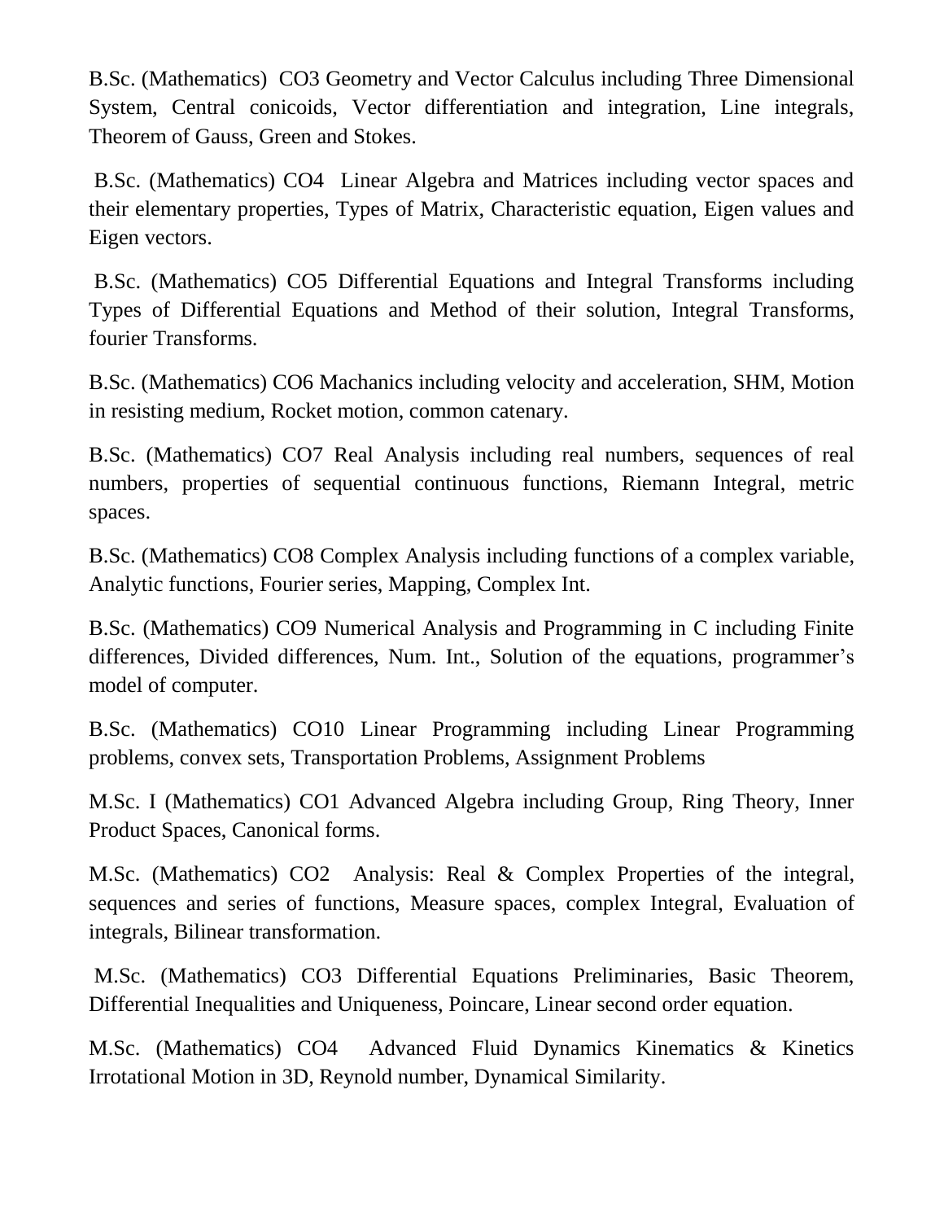B.Sc. (Mathematics) CO3 Geometry and Vector Calculus including Three Dimensional System, Central conicoids, Vector differentiation and integration, Line integrals, Theorem of Gauss, Green and Stokes.

B.Sc. (Mathematics) CO4 Linear Algebra and Matrices including vector spaces and their elementary properties, Types of Matrix, Characteristic equation, Eigen values and Eigen vectors.

B.Sc. (Mathematics) CO5 Differential Equations and Integral Transforms including Types of Differential Equations and Method of their solution, Integral Transforms, fourier Transforms.

B.Sc. (Mathematics) CO6 Machanics including velocity and acceleration, SHM, Motion in resisting medium, Rocket motion, common catenary.

B.Sc. (Mathematics) CO7 Real Analysis including real numbers, sequences of real numbers, properties of sequential continuous functions, Riemann Integral, metric spaces.

B.Sc. (Mathematics) CO8 Complex Analysis including functions of a complex variable, Analytic functions, Fourier series, Mapping, Complex Int.

B.Sc. (Mathematics) CO9 Numerical Analysis and Programming in C including Finite differences, Divided differences, Num. Int., Solution of the equations, programmer's model of computer.

B.Sc. (Mathematics) CO10 Linear Programming including Linear Programming problems, convex sets, Transportation Problems, Assignment Problems

M.Sc. I (Mathematics) CO1 Advanced Algebra including Group, Ring Theory, Inner Product Spaces, Canonical forms.

M.Sc. (Mathematics) CO2 Analysis: Real & Complex Properties of the integral, sequences and series of functions, Measure spaces, complex Integral, Evaluation of integrals, Bilinear transformation.

M.Sc. (Mathematics) CO3 Differential Equations Preliminaries, Basic Theorem, Differential Inequalities and Uniqueness, Poincare, Linear second order equation.

M.Sc. (Mathematics) CO4 Advanced Fluid Dynamics Kinematics & Kinetics Irrotational Motion in 3D, Reynold number, Dynamical Similarity.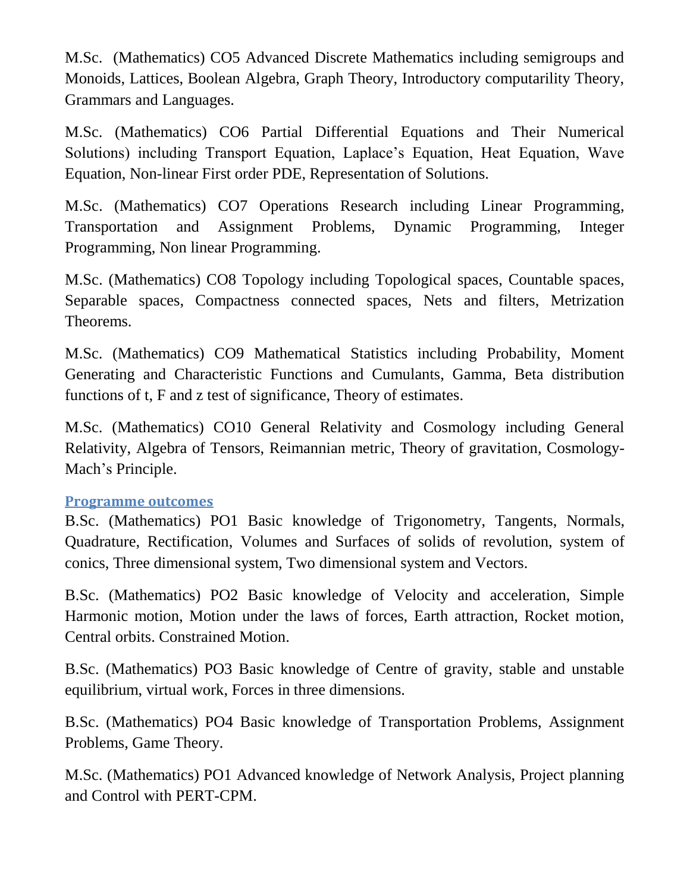M.Sc. (Mathematics) CO5 Advanced Discrete Mathematics including semigroups and Monoids, Lattices, Boolean Algebra, Graph Theory, Introductory computarility Theory, Grammars and Languages.

M.Sc. (Mathematics) CO6 Partial Differential Equations and Their Numerical Solutions) including Transport Equation, Laplace's Equation, Heat Equation, Wave Equation, Non-linear First order PDE, Representation of Solutions.

M.Sc. (Mathematics) CO7 Operations Research including Linear Programming, Transportation and Assignment Problems, Dynamic Programming, Integer Programming, Non linear Programming.

M.Sc. (Mathematics) CO8 Topology including Topological spaces, Countable spaces, Separable spaces, Compactness connected spaces, Nets and filters, Metrization Theorems.

M.Sc. (Mathematics) CO9 Mathematical Statistics including Probability, Moment Generating and Characteristic Functions and Cumulants, Gamma, Beta distribution functions of t, F and z test of significance, Theory of estimates.

M.Sc. (Mathematics) CO10 General Relativity and Cosmology including General Relativity, Algebra of Tensors, Reimannian metric, Theory of gravitation, Cosmology-Mach's Principle.

## Programme outcomes

B.Sc. (Mathematics) PO1 Basic knowledge of Trigonometry, Tangents, Normals, Quadrature, Rectification, Volumes and Surfaces of solids of revolution, system of conics, Three dimensional system, Two dimensional system and Vectors.

B.Sc. (Mathematics) PO2 Basic knowledge of Velocity and acceleration, Simple Harmonic motion, Motion under the laws of forces, Earth attraction, Rocket motion, Central orbits. Constrained Motion.

B.Sc. (Mathematics) PO3 Basic knowledge of Centre of gravity, stable and unstable equilibrium, virtual work, Forces in three dimensions.

B.Sc. (Mathematics) PO4 Basic knowledge of Transportation Problems, Assignment Problems, Game Theory.

M.Sc. (Mathematics) PO1 Advanced knowledge of Network Analysis, Project planning and Control with PERT-CPM.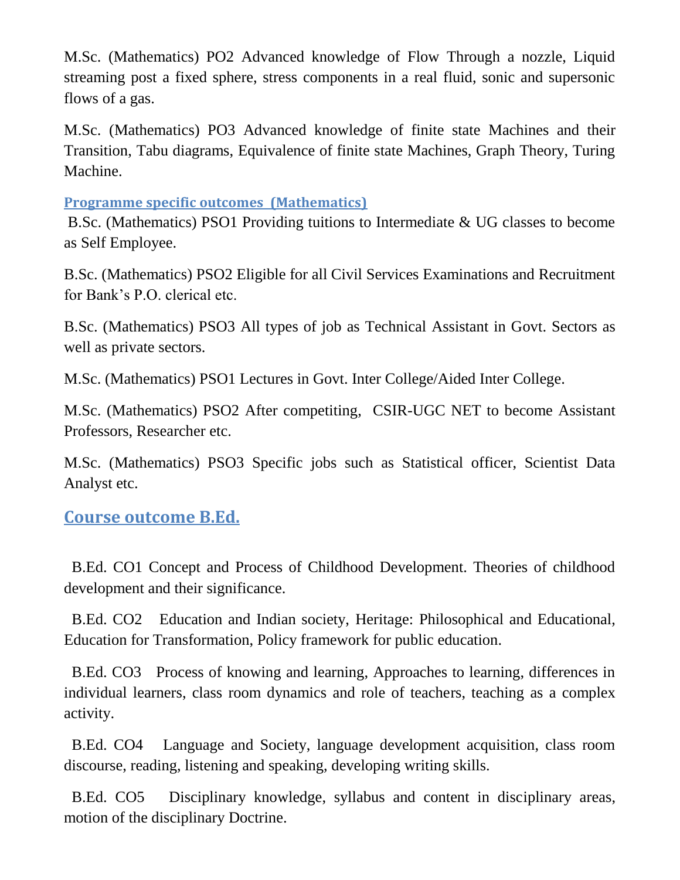M.Sc. (Mathematics) PO2 Advanced knowledge of Flow Through a nozzle, Liquid streaming post a fixed sphere, stress components in a real fluid, sonic and supersonic flows of a gas.

M.Sc. (Mathematics) PO3 Advanced knowledge of finite state Machines and their Transition, Tabu diagrams, Equivalence of finite state Machines, Graph Theory, Turing Machine.

### Programme specific outcomes (Mathematics)

B.Sc. (Mathematics) PSO1 Providing tuitions to Intermediate & UG classes to become as Self Employee.

B.Sc. (Mathematics) PSO2 Eligible for all Civil Services Examinations and Recruitment for Bank's P.O. clerical etc.

B.Sc. (Mathematics) PSO3 All types of job as Technical Assistant in Govt. Sectors as well as private sectors.

M.Sc. (Mathematics) PSO1 Lectures in Govt. Inter College/Aided Inter College.

M.Sc. (Mathematics) PSO2 After competiting, CSIR-UGC NET to become Assistant Professors, Researcher etc.

M.Sc. (Mathematics) PSO3 Specific jobs such as Statistical officer, Scientist Data Analyst etc.

## Course outcome B.Ed.

B.Ed. CO1 Concept and Process of Childhood Development. Theories of childhood development and their significance.

B.Ed. CO2 Education and Indian society, Heritage: Philosophical and Educational, Education for Transformation, Policy framework for public education.

B.Ed. CO3 Process of knowing and learning, Approaches to learning, differences in individual learners, class room dynamics and role of teachers, teaching as a complex activity.

B.Ed. CO4 Language and Society, language development acquisition, class room discourse, reading, listening and speaking, developing writing skills.

B.Ed. CO5 Disciplinary knowledge, syllabus and content in disciplinary areas, motion of the disciplinary Doctrine.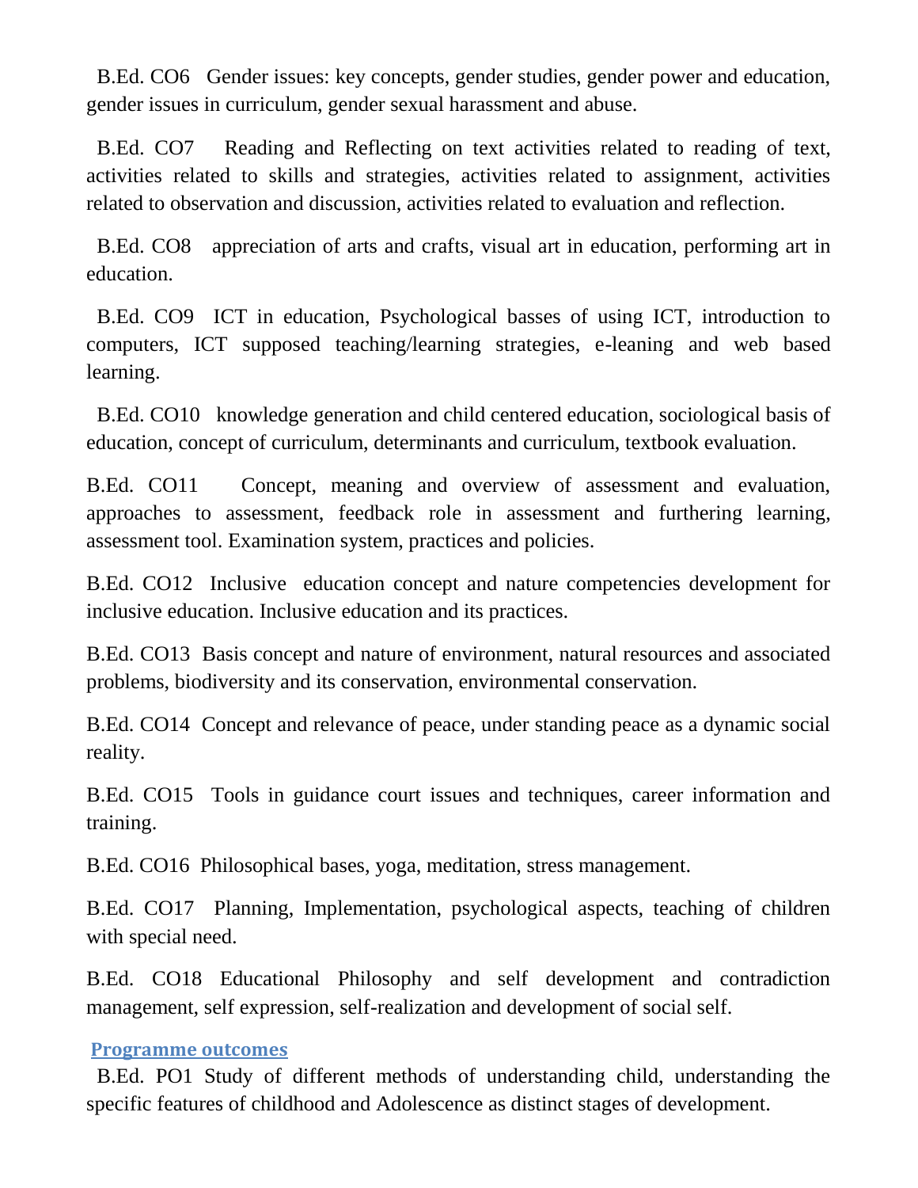B.Ed. CO6 Gender issues: key concepts, gender studies, gender power and education, gender issues in curriculum, gender sexual harassment and abuse.

B.Ed. CO7 Reading and Reflecting on text activities related to reading of text, activities related to skills and strategies, activities related to assignment, activities related to observation and discussion, activities related to evaluation and reflection.

B.Ed. CO8 appreciation of arts and crafts, visual art in education, performing art in education.

B.Ed. CO9 ICT in education, Psychological basses of using ICT, introduction to computers, ICT supposed teaching/learning strategies, e-leaning and web based learning.

B.Ed. CO10 knowledge generation and child centered education, sociological basis of education, concept of curriculum, determinants and curriculum, textbook evaluation.

B.Ed. CO11 Concept, meaning and overview of assessment and evaluation, approaches to assessment, feedback role in assessment and furthering learning, assessment tool. Examination system, practices and policies.

B.Ed. CO12 Inclusive education concept and nature competencies development for inclusive education. Inclusive education and its practices.

B.Ed. CO13 Basis concept and nature of environment, natural resources and associated problems, biodiversity and its conservation, environmental conservation.

B.Ed. CO14 Concept and relevance of peace, under standing peace as a dynamic social reality.

B.Ed. CO15 Tools in guidance court issues and techniques, career information and training.

B.Ed. CO16 Philosophical bases, yoga, meditation, stress management.

B.Ed. CO17 Planning, Implementation, psychological aspects, teaching of children with special need.

B.Ed. CO18 Educational Philosophy and self development and contradiction management, self expression, self-realization and development of social self.

## Programme outcomes

B.Ed. PO1 Study of different methods of understanding child, understanding the specific features of childhood and Adolescence as distinct stages of development.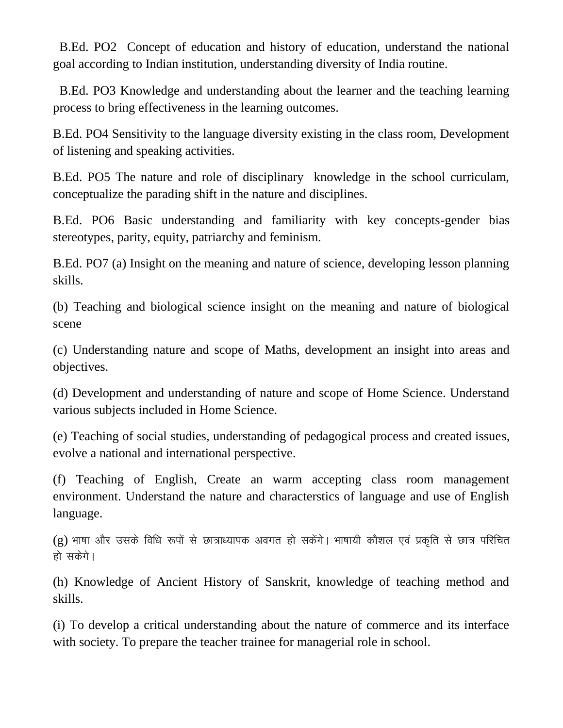B.Ed. PO2 Concept of education and history of education, understand the national goal according to Indian institution, understanding diversity of India routine.

B.Ed. PO3 Knowledge and understanding about the learner and the teaching learning process to bring effectiveness in the learning outcomes.

B.Ed. PO4 Sensitivity to the language diversity existing in the class room, Development of listening and speaking activities.

B.Ed. PO5 The nature and role of disciplinary knowledge in the school curriculam, conceptualize the parading shift in the nature and disciplines.

B.Ed. PO6 Basic understanding and familiarity with key concepts-gender bias stereotypes, parity, equity, patriarchy and feminism.

B.Ed. PO7 (a) Insight on the meaning and nature of science, developing lesson planning skills.

(b) Teaching and biological science insight on the meaning and nature of biological scene

(c) Understanding nature and scope of Maths, development an insight into areas and objectives.

(d) Development and understanding of nature and scope of Home Science. Understand various subjects included in Home Science.

(e) Teaching of social studies, understanding of pedagogical process and created issues, evolve a national and international perspective.

(f) Teaching of English, Create an warm accepting class room management environment. Understand the nature and characterstics of language and use of English language.

(g) भाषा और उसके विधि रूपों से छात्राध्यापक अवगत हो सकेंगे। भाषायी कौशल एवं प्रकृति से छात्र परिचित हो सकेगे।

(h) Knowledge of Ancient History of Sanskrit, knowledge of teaching method and skills.

(i) To develop a critical understanding about the nature of commerce and its interface with society. To prepare the teacher trainee for managerial role in school.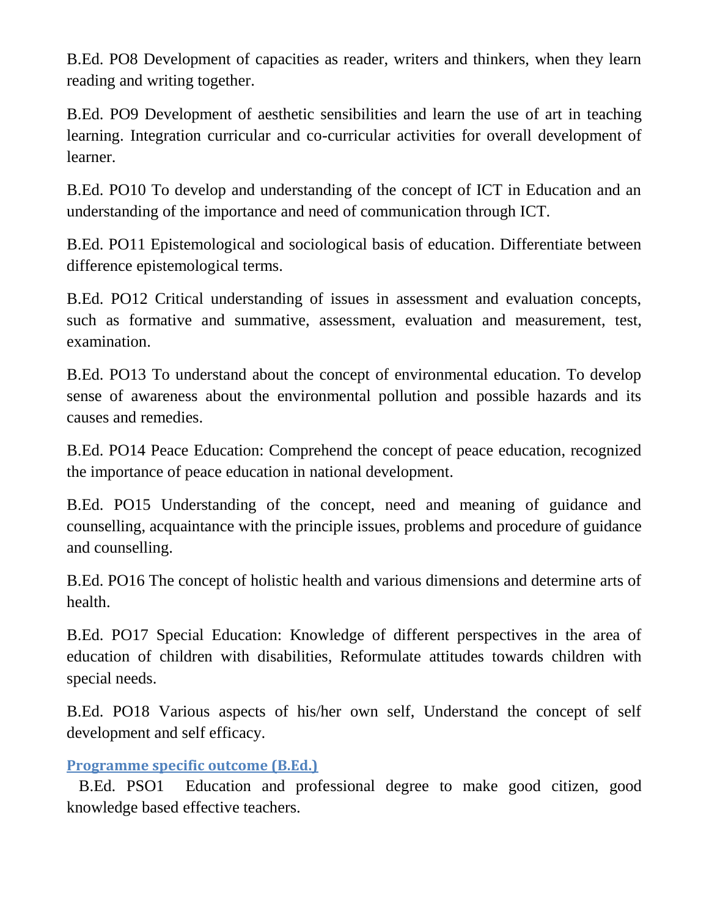B.Ed. PO8 Development of capacities as reader, writers and thinkers, when they learn reading and writing together.

B.Ed. PO9 Development of aesthetic sensibilities and learn the use of art in teaching learning. Integration curricular and co-curricular activities for overall development of learner.

B.Ed. PO10 To develop and understanding of the concept of ICT in Education and an understanding of the importance and need of communication through ICT.

B.Ed. PO11 Epistemological and sociological basis of education. Differentiate between difference epistemological terms.

B.Ed. PO12 Critical understanding of issues in assessment and evaluation concepts, such as formative and summative, assessment, evaluation and measurement, test, examination.

B.Ed. PO13 To understand about the concept of environmental education. To develop sense of awareness about the environmental pollution and possible hazards and its causes and remedies.

B.Ed. PO14 Peace Education: Comprehend the concept of peace education, recognized the importance of peace education in national development.

B.Ed. PO15 Understanding of the concept, need and meaning of guidance and counselling, acquaintance with the principle issues, problems and procedure of guidance and counselling.

B.Ed. PO16 The concept of holistic health and various dimensions and determine arts of health.

B.Ed. PO17 Special Education: Knowledge of different perspectives in the area of education of children with disabilities, Reformulate attitudes towards children with special needs.

B.Ed. PO18 Various aspects of his/her own self, Understand the concept of self development and self efficacy.

## Programme specific outcome (B.Ed.)

B.Ed. PSO1 Education and professional degree to make good citizen, good knowledge based effective teachers.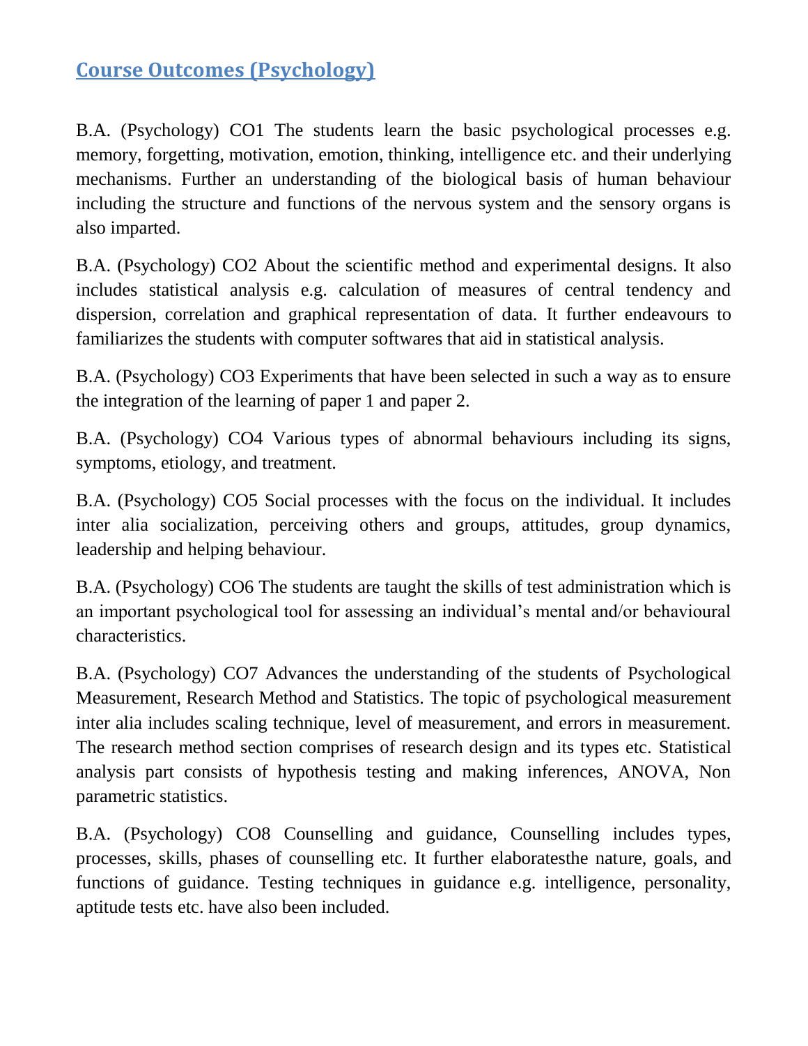## Course Outcomes (Psychology)

B.A. (Psychology) CO1 The students learn the basic psychological processes e.g. memory, forgetting, motivation, emotion, thinking, intelligence etc. and their underlying mechanisms. Further an understanding of the biological basis of human behaviour including the structure and functions of the nervous system and the sensory organs is also imparted.

B.A. (Psychology) CO2 About the scientific method and experimental designs. It also includes statistical analysis e.g. calculation of measures of central tendency and dispersion, correlation and graphical representation of data. It further endeavours to familiarizes the students with computer softwares that aid in statistical analysis.

B.A. (Psychology) CO3 Experiments that have been selected in such a way as to ensure the integration of the learning of paper 1 and paper 2.

B.A. (Psychology) CO4 Various types of abnormal behaviours including its signs, symptoms, etiology, and treatment.

B.A. (Psychology) CO5 Social processes with the focus on the individual. It includes inter alia socialization, perceiving others and groups, attitudes, group dynamics, leadership and helping behaviour.

B.A. (Psychology) CO6 The students are taught the skills of test administration which is an important psychological tool for assessing an individual's mental and/or behavioural characteristics.

B.A. (Psychology) CO7 Advances the understanding of the students of Psychological Measurement, Research Method and Statistics. The topic of psychological measurement inter alia includes scaling technique, level of measurement, and errors in measurement. The research method section comprises of research design and its types etc. Statistical analysis part consists of hypothesis testing and making inferences, ANOVA, Non parametric statistics.

B.A. (Psychology) CO8 Counselling and guidance, Counselling includes types, processes, skills, phases of counselling etc. It further elaboratesthe nature, goals, and functions of guidance. Testing techniques in guidance e.g. intelligence, personality, aptitude tests etc. have also been included.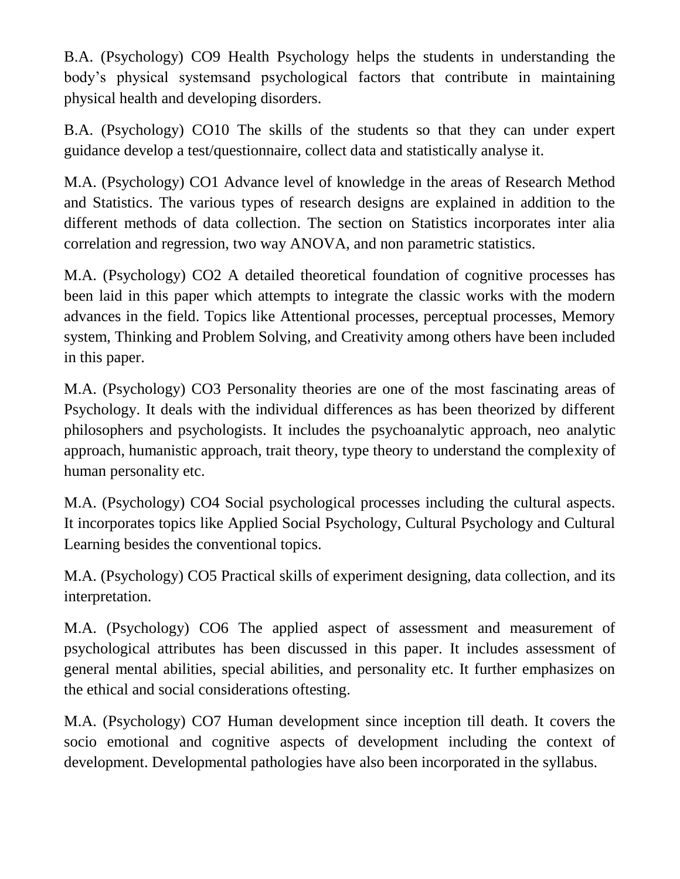B.A. (Psychology) CO9 Health Psychology helps the students in understanding the body's physical systemsand psychological factors that contribute in maintaining physical health and developing disorders.

B.A. (Psychology) CO10 The skills of the students so that they can under expert guidance develop a test/questionnaire, collect data and statistically analyse it.

M.A. (Psychology) CO1 Advance level of knowledge in the areas of Research Method and Statistics. The various types of research designs are explained in addition to the different methods of data collection. The section on Statistics incorporates inter alia correlation and regression, two way ANOVA, and non parametric statistics.

M.A. (Psychology) CO2 A detailed theoretical foundation of cognitive processes has been laid in this paper which attempts to integrate the classic works with the modern advances in the field. Topics like Attentional processes, perceptual processes, Memory system, Thinking and Problem Solving, and Creativity among others have been included in this paper.

M.A. (Psychology) CO3 Personality theories are one of the most fascinating areas of Psychology. It deals with the individual differences as has been theorized by different philosophers and psychologists. It includes the psychoanalytic approach, neo analytic approach, humanistic approach, trait theory, type theory to understand the complexity of human personality etc.

M.A. (Psychology) CO4 Social psychological processes including the cultural aspects. It incorporates topics like Applied Social Psychology, Cultural Psychology and Cultural Learning besides the conventional topics.

M.A. (Psychology) CO5 Practical skills of experiment designing, data collection, and its interpretation.

M.A. (Psychology) CO6 The applied aspect of assessment and measurement of psychological attributes has been discussed in this paper. It includes assessment of general mental abilities, special abilities, and personality etc. It further emphasizes on the ethical and social considerations oftesting.

M.A. (Psychology) CO7 Human development since inception till death. It covers the socio emotional and cognitive aspects of development including the context of development. Developmental pathologies have also been incorporated in the syllabus.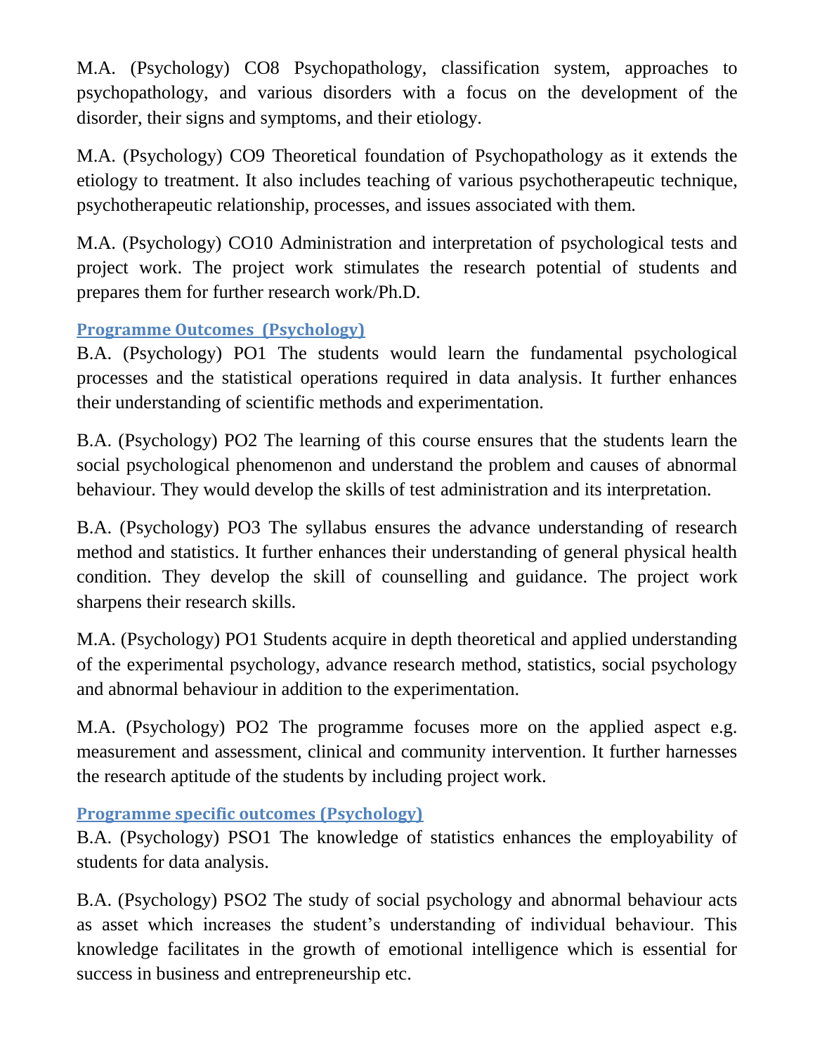M.A. (Psychology) CO8 Psychopathology, classification system, approaches to psychopathology, and various disorders with a focus on the development of the disorder, their signs and symptoms, and their etiology.

M.A. (Psychology) CO9 Theoretical foundation of Psychopathology as it extends the etiology to treatment. It also includes teaching of various psychotherapeutic technique, psychotherapeutic relationship, processes, and issues associated with them.

M.A. (Psychology) CO10 Administration and interpretation of psychological tests and project work. The project work stimulates the research potential of students and prepares them for further research work/Ph.D.

## Programme Outcomes (Psychology)

B.A. (Psychology) PO1 The students would learn the fundamental psychological processes and the statistical operations required in data analysis. It further enhances their understanding of scientific methods and experimentation.

B.A. (Psychology) PO2 The learning of this course ensures that the students learn the social psychological phenomenon and understand the problem and causes of abnormal behaviour. They would develop the skills of test administration and its interpretation.

B.A. (Psychology) PO3 The syllabus ensures the advance understanding of research method and statistics. It further enhances their understanding of general physical health condition. They develop the skill of counselling and guidance. The project work sharpens their research skills.

M.A. (Psychology) PO1 Students acquire in depth theoretical and applied understanding of the experimental psychology, advance research method, statistics, social psychology and abnormal behaviour in addition to the experimentation.

M.A. (Psychology) PO2 The programme focuses more on the applied aspect e.g. measurement and assessment, clinical and community intervention. It further harnesses the research aptitude of the students by including project work.

## Programme specific outcomes (Psychology)

B.A. (Psychology) PSO1 The knowledge of statistics enhances the employability of students for data analysis.

B.A. (Psychology) PSO2 The study of social psychology and abnormal behaviour acts as asset which increases the student's understanding of individual behaviour. This knowledge facilitates in the growth of emotional intelligence which is essential for success in business and entrepreneurship etc.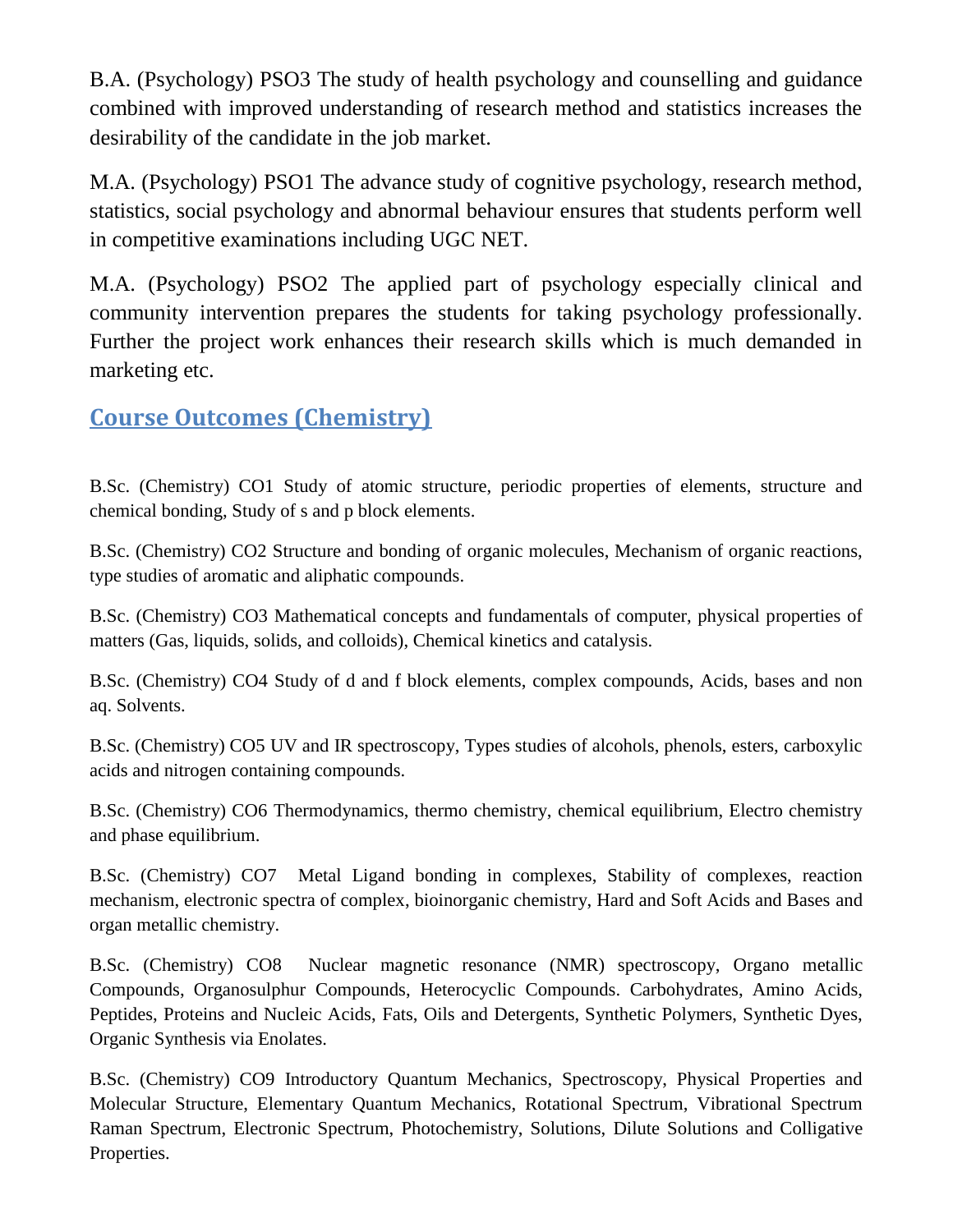B.A. (Psychology) PSO3 The study of health psychology and counselling and guidance combined with improved understanding of research method and statistics increases the desirability of the candidate in the job market.

M.A. (Psychology) PSO1 The advance study of cognitive psychology, research method, statistics, social psychology and abnormal behaviour ensures that students perform well in competitive examinations including UGC NET.

M.A. (Psychology) PSO2 The applied part of psychology especially clinical and community intervention prepares the students for taking psychology professionally. Further the project work enhances their research skills which is much demanded in marketing etc.

## Course Outcomes (Chemistry)

B.Sc. (Chemistry) CO1 Study of atomic structure, periodic properties of elements, structure and chemical bonding, Study of s and p block elements.

B.Sc. (Chemistry) CO2 Structure and bonding of organic molecules, Mechanism of organic reactions, type studies of aromatic and aliphatic compounds.

B.Sc. (Chemistry) CO3 Mathematical concepts and fundamentals of computer, physical properties of matters (Gas, liquids, solids, and colloids), Chemical kinetics and catalysis.

B.Sc. (Chemistry) CO4 Study of d and f block elements, complex compounds, Acids, bases and non aq. Solvents.

B.Sc. (Chemistry) CO5 UV and IR spectroscopy, Types studies of alcohols, phenols, esters, carboxylic acids and nitrogen containing compounds.

B.Sc. (Chemistry) CO6 Thermodynamics, thermo chemistry, chemical equilibrium, Electro chemistry and phase equilibrium.

B.Sc. (Chemistry) CO7 Metal Ligand bonding in complexes, Stability of complexes, reaction mechanism, electronic spectra of complex, bioinorganic chemistry, Hard and Soft Acids and Bases and organ metallic chemistry.

B.Sc. (Chemistry) CO8 Nuclear magnetic resonance (NMR) spectroscopy, Organo metallic Compounds, Organosulphur Compounds, Heterocyclic Compounds. Carbohydrates, Amino Acids, Peptides, Proteins and Nucleic Acids, Fats, Oils and Detergents, Synthetic Polymers, Synthetic Dyes, Organic Synthesis via Enolates.

B.Sc. (Chemistry) CO9 Introductory Quantum Mechanics, Spectroscopy, Physical Properties and Molecular Structure, Elementary Quantum Mechanics, Rotational Spectrum, Vibrational Spectrum Raman Spectrum, Electronic Spectrum, Photochemistry, Solutions, Dilute Solutions and Colligative Properties.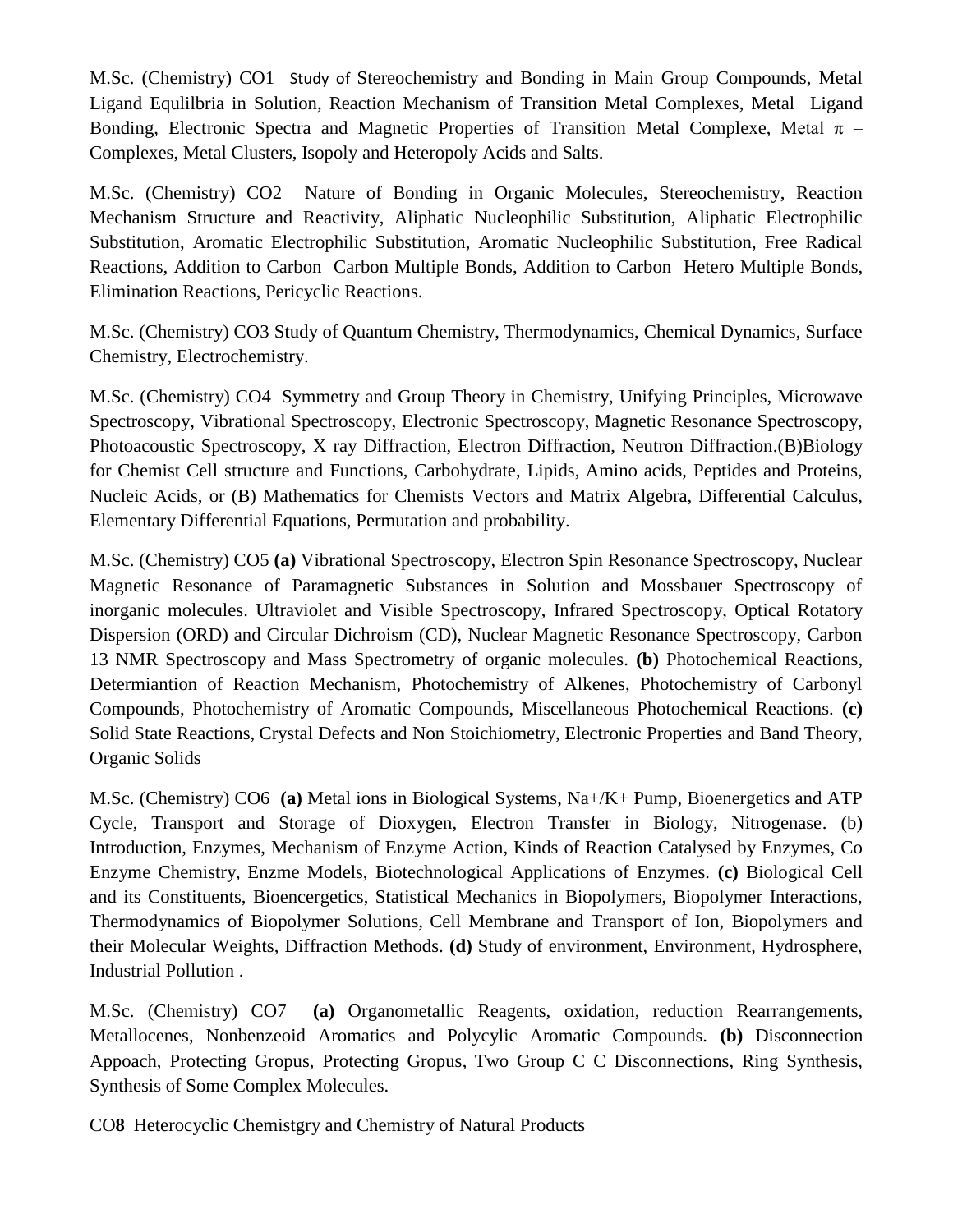M.Sc. (Chemistry) CO1 Study of Stereochemistry and Bonding in Main Group Compounds, Metal Ligand Equlilbria in Solution, Reaction Mechanism of Transition Metal Complexes, Metal Ligand Bonding, Electronic Spectra and Magnetic Properties of Transition Metal Complexe, Metal π – Complexes, Metal Clusters, Isopoly and Heteropoly Acids and Salts.

M.Sc. (Chemistry) CO2 Nature of Bonding in Organic Molecules, Stereochemistry, Reaction Mechanism Structure and Reactivity, Aliphatic Nucleophilic Substitution, Aliphatic Electrophilic Substitution, Aromatic Electrophilic Substitution, Aromatic Nucleophilic Substitution, Free Radical Reactions, Addition to Carbon Carbon Multiple Bonds, Addition to Carbon Hetero Multiple Bonds, Elimination Reactions, Pericyclic Reactions.

M.Sc. (Chemistry) CO3 Study of Quantum Chemistry, Thermodynamics, Chemical Dynamics, Surface Chemistry, Electrochemistry.

M.Sc. (Chemistry) CO4 Symmetry and Group Theory in Chemistry, Unifying Principles, Microwave Spectroscopy, Vibrational Spectroscopy, Electronic Spectroscopy, Magnetic Resonance Spectroscopy, Photoacoustic Spectroscopy, X ray Diffraction, Electron Diffraction, Neutron Diffraction.(B)Biology for Chemist Cell structure and Functions, Carbohydrate, Lipids, Amino acids, Peptides and Proteins, Nucleic Acids, or (B) Mathematics for Chemists Vectors and Matrix Algebra, Differential Calculus, Elementary Differential Equations, Permutation and probability.

M.Sc. (Chemistry) CO5 **(a)** Vibrational Spectroscopy, Electron Spin Resonance Spectroscopy, Nuclear Magnetic Resonance of Paramagnetic Substances in Solution and Mossbauer Spectroscopy of inorganic molecules. Ultraviolet and Visible Spectroscopy, Infrared Spectroscopy, Optical Rotatory Dispersion (ORD) and Circular Dichroism (CD), Nuclear Magnetic Resonance Spectroscopy, Carbon 13 NMR Spectroscopy and Mass Spectrometry of organic molecules. **(b)** Photochemical Reactions, Determiantion of Reaction Mechanism, Photochemistry of Alkenes, Photochemistry of Carbonyl Compounds, Photochemistry of Aromatic Compounds, Miscellaneous Photochemical Reactions. **(c)** Solid State Reactions, Crystal Defects and Non Stoichiometry, Electronic Properties and Band Theory, Organic Solids

M.Sc. (Chemistry) CO6 **(a)** Metal ions in Biological Systems, $Na^+/K^+$ Pump, Bioenergetics and ATP Cycle, Transport and Storage of Dioxygen, Electron Transfer in Biology, Nitrogenase. (b) Introduction, Enzymes, Mechanism of Enzyme Action, Kinds of Reaction Catalysed by Enzymes, Co Enzyme Chemistry, Enzme Models, Biotechnological Applications of Enzymes. **(c)** Biological Cell and its Constituents, Bioencergetics, Statistical Mechanics in Biopolymers, Biopolymer Interactions, Thermodynamics of Biopolymer Solutions, Cell Membrane and Transport of Ion, Biopolymers and their Molecular Weights, Diffraction Methods. **(d)** Study of environment, Environment, Hydrosphere, Industrial Pollution .

M.Sc. (Chemistry) CO7 **(a)** Organometallic Reagents, oxidation, reduction Rearrangements, Metallocenes, Nonbenzeoid Aromatics and Polycylic Aromatic Compounds. **(b)** Disconnection Appoach, Protecting Gropus, Protecting Gropus, Two Group C C Disconnections, Ring Synthesis, Synthesis of Some Complex Molecules.

CO**8** Heterocyclic Chemistgry and Chemistry of Natural Products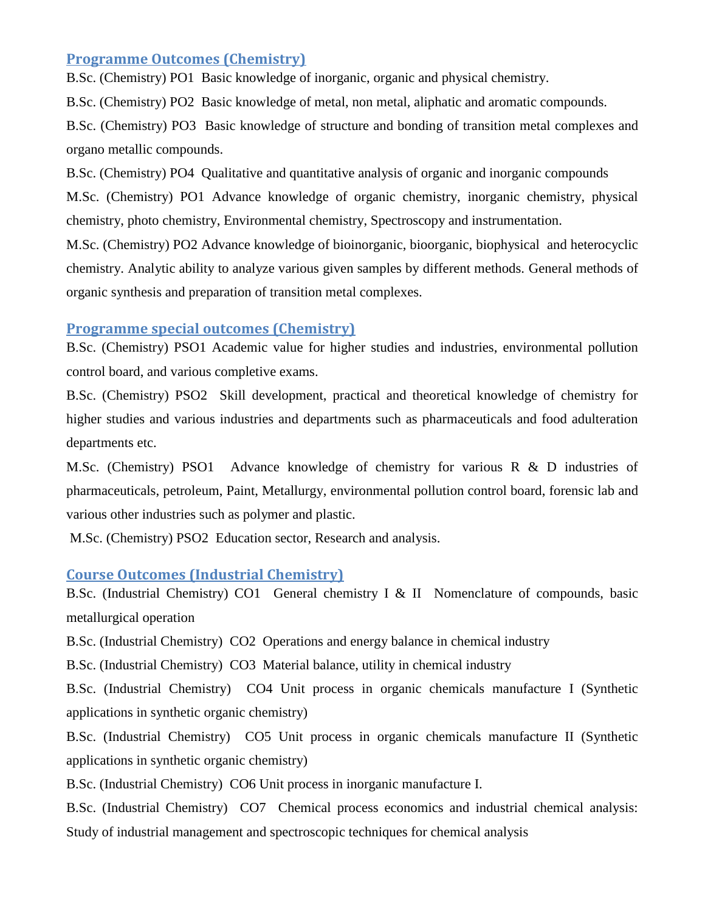## Programme Outcomes (Chemistry)

B.Sc. (Chemistry) PO1 Basic knowledge of inorganic, organic and physical chemistry.

B.Sc. (Chemistry) PO2 Basic knowledge of metal, non metal, aliphatic and aromatic compounds.

B.Sc. (Chemistry) PO3 Basic knowledge of structure and bonding of transition metal complexes and organo metallic compounds.

B.Sc. (Chemistry) PO4 Qualitative and quantitative analysis of organic and inorganic compounds

M.Sc. (Chemistry) PO1 Advance knowledge of organic chemistry, inorganic chemistry, physical chemistry, photo chemistry, Environmental chemistry, Spectroscopy and instrumentation.

M.Sc. (Chemistry) PO2 Advance knowledge of bioinorganic, bioorganic, biophysical and heterocyclic chemistry. Analytic ability to analyze various given samples by different methods. General methods of organic synthesis and preparation of transition metal complexes.

## Programme special outcomes (Chemistry)

B.Sc. (Chemistry) PSO1 Academic value for higher studies and industries, environmental pollution control board, and various completive exams.

B.Sc. (Chemistry) PSO2 Skill development, practical and theoretical knowledge of chemistry for higher studies and various industries and departments such as pharmaceuticals and food adulteration departments etc.

M.Sc. (Chemistry) PSO1 Advance knowledge of chemistry for various R & D industries of pharmaceuticals, petroleum, Paint, Metallurgy, environmental pollution control board, forensic lab and various other industries such as polymer and plastic.

M.Sc. (Chemistry) PSO2 Education sector, Research and analysis.

## Course Outcomes (Industrial Chemistry)

B.Sc. (Industrial Chemistry) CO1 General chemistry I & II Nomenclature of compounds, basic metallurgical operation

B.Sc. (Industrial Chemistry) CO2 Operations and energy balance in chemical industry

B.Sc. (Industrial Chemistry) CO3 Material balance, utility in chemical industry

B.Sc. (Industrial Chemistry) CO4 Unit process in organic chemicals manufacture I (Synthetic applications in synthetic organic chemistry)

B.Sc. (Industrial Chemistry) CO5 Unit process in organic chemicals manufacture II (Synthetic applications in synthetic organic chemistry)

B.Sc. (Industrial Chemistry) CO6 Unit process in inorganic manufacture I.

B.Sc. (Industrial Chemistry) CO7 Chemical process economics and industrial chemical analysis: Study of industrial management and spectroscopic techniques for chemical analysis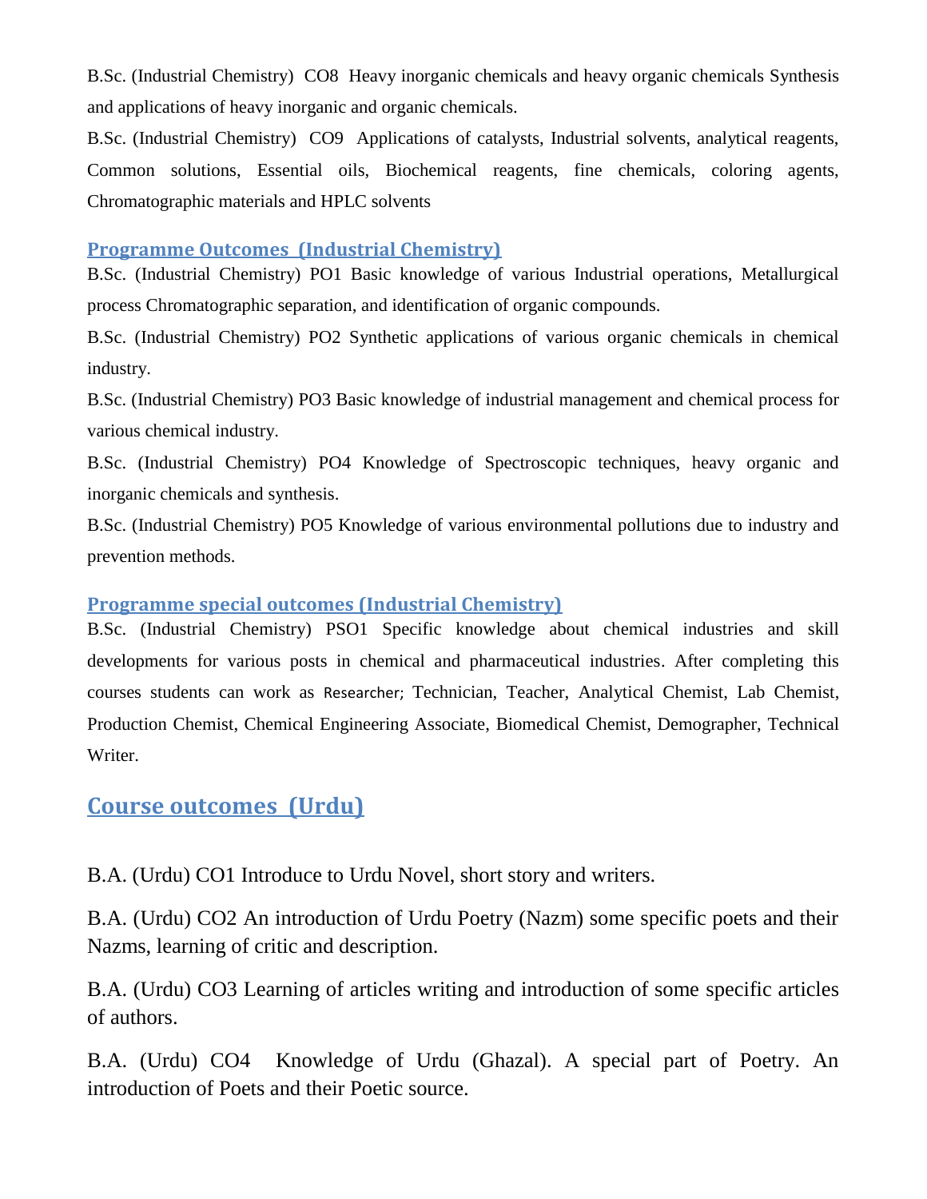B.Sc. (Industrial Chemistry) CO8 Heavy inorganic chemicals and heavy organic chemicals Synthesis and applications of heavy inorganic and organic chemicals.

B.Sc. (Industrial Chemistry) CO9 Applications of catalysts, Industrial solvents, analytical reagents, Common solutions, Essential oils, Biochemical reagents, fine chemicals, coloring agents, Chromatographic materials and HPLC solvents

### Programme Outcomes (Industrial Chemistry)

B.Sc. (Industrial Chemistry) PO1 Basic knowledge of various Industrial operations, Metallurgical process Chromatographic separation, and identification of organic compounds.

B.Sc. (Industrial Chemistry) PO2 Synthetic applications of various organic chemicals in chemical industry.

B.Sc. (Industrial Chemistry) PO3 Basic knowledge of industrial management and chemical process for various chemical industry.

B.Sc. (Industrial Chemistry) PO4 Knowledge of Spectroscopic techniques, heavy organic and inorganic chemicals and synthesis.

B.Sc. (Industrial Chemistry) PO5 Knowledge of various environmental pollutions due to industry and prevention methods.

### Programme special outcomes (Industrial Chemistry)

B.Sc. (Industrial Chemistry) PSO1 Specific knowledge about chemical industries and skill developments for various posts in chemical and pharmaceutical industries. After completing this courses students can work as Researcher; Technician, Teacher, Analytical Chemist, Lab Chemist, Production Chemist, Chemical Engineering Associate, Biomedical Chemist, Demographer, Technical Writer.

## Course outcomes (Urdu)

B.A. (Urdu) CO1 Introduce to Urdu Novel, short story and writers.

B.A. (Urdu) CO2 An introduction of Urdu Poetry (Nazm) some specific poets and their Nazms, learning of critic and description.

B.A. (Urdu) CO3 Learning of articles writing and introduction of some specific articles of authors.

B.A. (Urdu) CO4 Knowledge of Urdu (Ghazal). A special part of Poetry. An introduction of Poets and their Poetic source.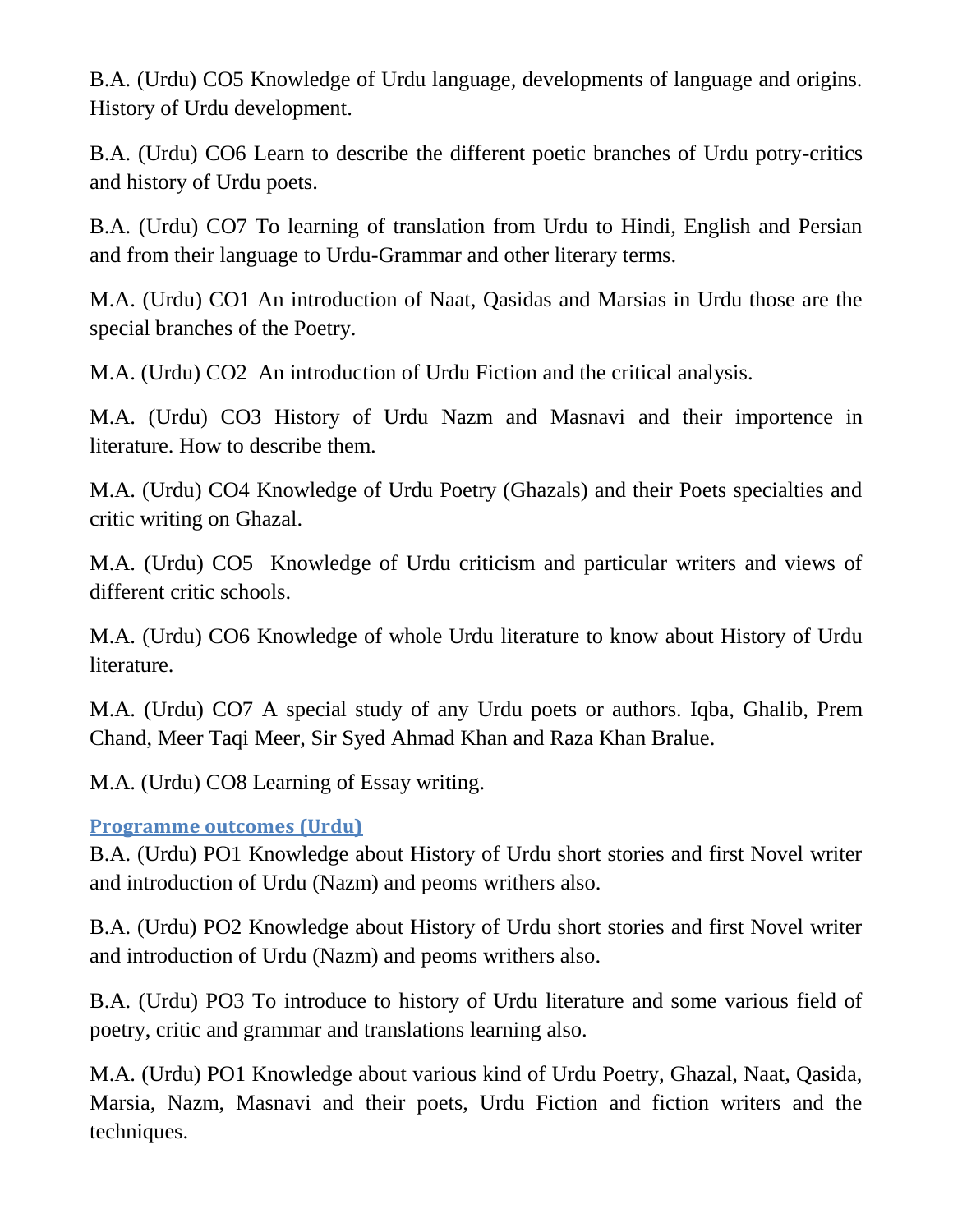B.A. (Urdu) CO5 Knowledge of Urdu language, developments of language and origins. History of Urdu development.

B.A. (Urdu) CO6 Learn to describe the different poetic branches of Urdu potry-critics and history of Urdu poets.

B.A. (Urdu) CO7 To learning of translation from Urdu to Hindi, English and Persian and from their language to Urdu-Grammar and other literary terms.

M.A. (Urdu) CO1 An introduction of Naat, Qasidas and Marsias in Urdu those are the special branches of the Poetry.

M.A. (Urdu) CO2 An introduction of Urdu Fiction and the critical analysis.

M.A. (Urdu) CO3 History of Urdu Nazm and Masnavi and their importence in literature. How to describe them.

M.A. (Urdu) CO4 Knowledge of Urdu Poetry (Ghazals) and their Poets specialties and critic writing on Ghazal.

M.A. (Urdu) CO5 Knowledge of Urdu criticism and particular writers and views of different critic schools.

M.A. (Urdu) CO6 Knowledge of whole Urdu literature to know about History of Urdu literature.

M.A. (Urdu) CO7 A special study of any Urdu poets or authors. Iqba, Ghalib, Prem Chand, Meer Taqi Meer, Sir Syed Ahmad Khan and Raza Khan Bralue.

M.A. (Urdu) CO8 Learning of Essay writing.

### Programme outcomes (Urdu)

B.A. (Urdu) PO1 Knowledge about History of Urdu short stories and first Novel writer and introduction of Urdu (Nazm) and peoms writhers also.

B.A. (Urdu) PO2 Knowledge about History of Urdu short stories and first Novel writer and introduction of Urdu (Nazm) and peoms writhers also.

B.A. (Urdu) PO3 To introduce to history of Urdu literature and some various field of poetry, critic and grammar and translations learning also.

M.A. (Urdu) PO1 Knowledge about various kind of Urdu Poetry, Ghazal, Naat, Qasida, Marsia, Nazm, Masnavi and their poets, Urdu Fiction and fiction writers and the techniques.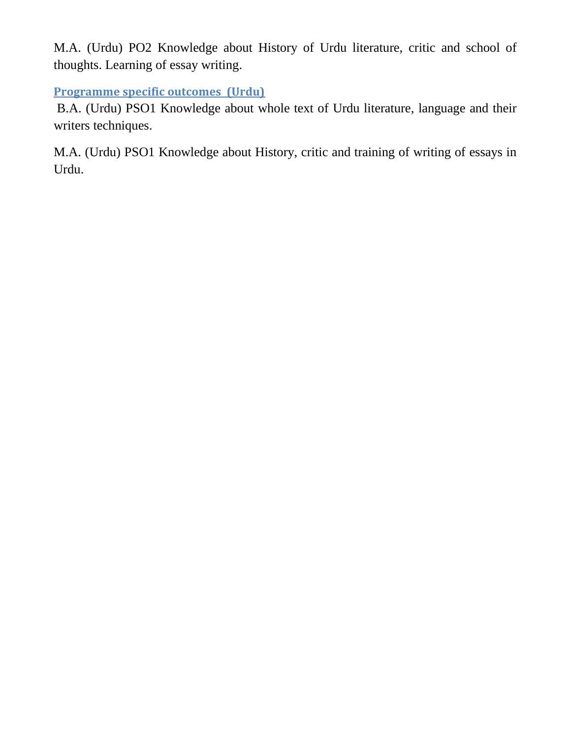M.A. (Urdu) PO2 Knowledge about History of Urdu literature, critic and school of thoughts. Learning of essay writing.

## Programme specific outcomes (Urdu)

B.A. (Urdu) PSO1 Knowledge about whole text of Urdu literature, language and their writers techniques.

M.A. (Urdu) PSO1 Knowledge about History, critic and training of writing of essays in Urdu.